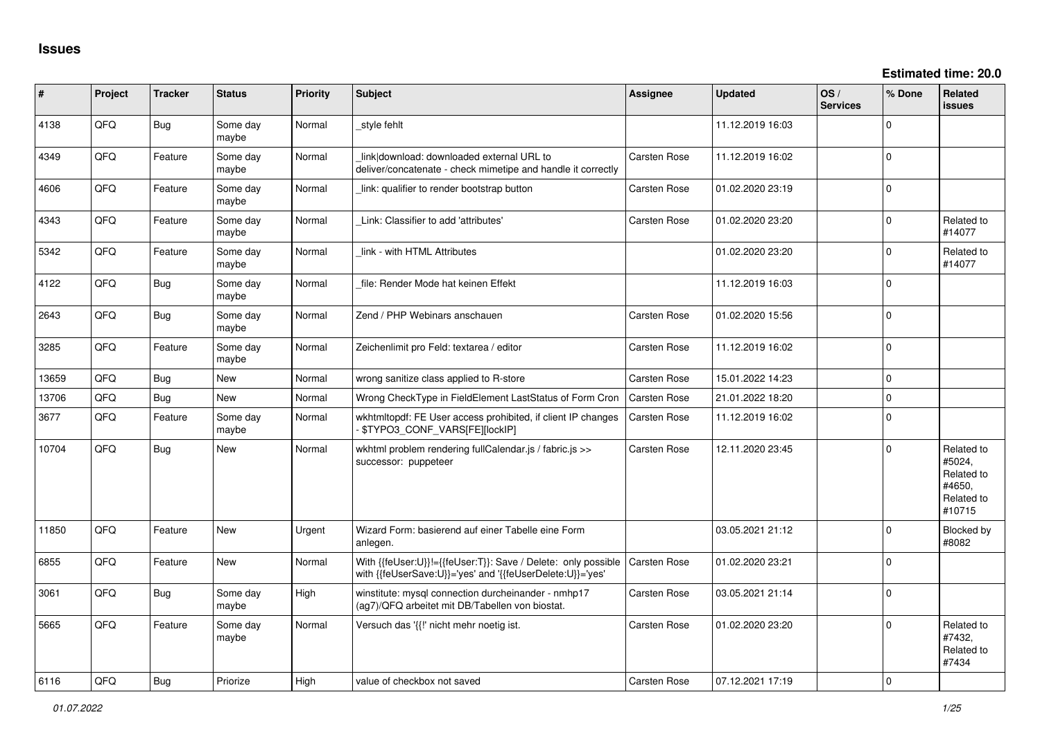# Issues

**Estimated time: 20.0**

| # | Project | Tracker | Status | Priority | Subject | Assignee | Updated | OS / Services | % Done | Related issues |
|---|---|---|---|---|---|---|---|---|---|---|
| 4138 | QFO | Bug | Some day maybe | Normal | _style fehlt | | 11.12.2019 16:03 | | 0 | |
| 4349 | QFO | Feature | Some day maybe | Normal | _link\|download: downloaded external URL to deliver/concatenate - check mimetipe and handle it correctly | Carsten Rose | 11.12.2019 16:02 | | 0 | |
| 4606 | QFO | Feature | Some day maybe | Normal | _link: qualifier to render bootstrap button | Carsten Rose | 01.02.2020 23:19 | | 0 | |
| 4343 | QFO | Feature | Some day maybe | Normal | _Link: Classifier to add 'attributes' | Carsten Rose | 01.02.2020 23:20 | | 0 | Related to #14077 |
| 5342 | QFO | Feature | Some day maybe | Normal | _link - with HTML Attributes | | 01.02.2020 23:20 | | 0 | Related to #14077 |
| 4122 | QFO | Bug | Some day maybe | Normal | _file: Render Mode hat keinen Effekt | | 11.12.2019 16:03 | | 0 | |
| 2643 | QFO | Bug | Some day maybe | Normal | Zend / PHP Webinars anschauen | Carsten Rose | 01.02.2020 15:56 | | 0 | |
| 3285 | QFO | Feature | Some day maybe | Normal | Zeichenlimit pro Feld: textarea / editor | Carsten Rose | 11.12.2019 16:02 | | 0 | |
| 13659 | QFO | Bug | New | Normal | wrong sanitize class applied to R-store | Carsten Rose | 15.01.2022 14:23 | | 0 | |
| 13706 | QFO | Bug | New | Normal | Wrong CheckType in FieldElement LastStatus of Form Cron | Carsten Rose | 21.01.2022 18:20 | | 0 | |
| 3677 | QFO | Feature | Some day maybe | Normal | wkhtmltopdf: FE User access prohibited, if client IP changes - $TYPO3_CONF_VARS[FE][lockIP] | Carsten Rose | 11.12.2019 16:02 | | 0 | |
| 10704 | QFO | Bug | New | Normal | wkhtml problem rendering fullCalendar.js / fabric.js >> successor: puppeteer | Carsten Rose | 12.11.2020 23:45 | | 0 | Related to #5024, Related to #4650, Related to #10715 |
| 11850 | QFO | Feature | New | Urgent | Wizard Form: basierend auf einer Tabelle eine Form anlegen. | | 03.05.2021 21:12 | | 0 | Blocked by #8082 |
| 6855 | QFO | Feature | New | Normal | With {{feUser:U}}!={{feUser:T}}: Save / Delete: only possible with {{feUserSave:U}}='yes' and '{{feUserDelete:U}}='yes' | Carsten Rose | 01.02.2020 23:21 | | 0 | |
| 3061 | QFO | Bug | Some day maybe | High | winstitute: mysql connection durcheinander - nmhp17 (ag7)/QFQ arbeitet mit DB/Tabellen von biostat. | Carsten Rose | 03.05.2021 21:14 | | 0 | |
| 5665 | QFO | Feature | Some day maybe | Normal | Versuch das '{{!' nicht mehr noetig ist. | Carsten Rose | 01.02.2020 23:20 | | 0 | Related to #7432, Related to #7434 |
| 6116 | QFO | Bug | Priorize | High | value of checkbox not saved | Carsten Rose | 07.12.2021 17:19 | | 0 | |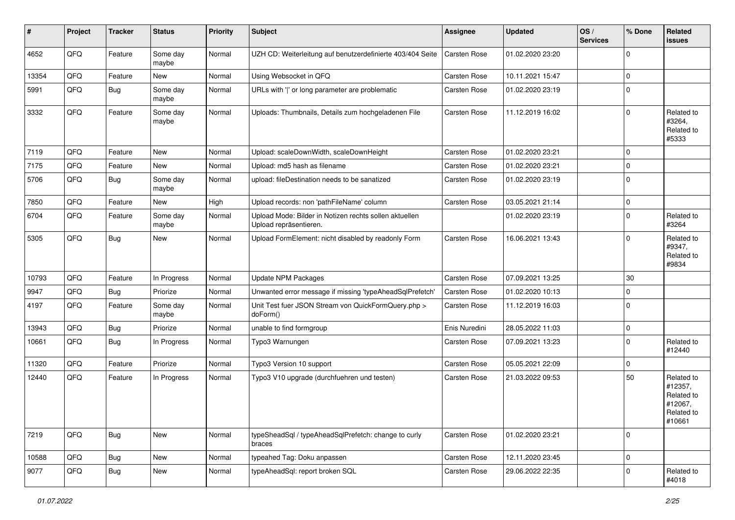| # | Project | Tracker | Status | Priority | Subject | Assignee | Updated | OS / Services | % Done | Related issues |
|---|---|---|---|---|---|---|---|---|---|---|
| 4652 | QFQ | Feature | Some day maybe | Normal | UZH CD: Weiterleitung auf benutzerdefinierte 403/404 Seite | Carsten Rose | 01.02.2020 23:20 | | 0 | |
| 13354 | QFQ | Feature | New | Normal | Using Websocket in QFQ | Carsten Rose | 10.11.2021 15:47 | | 0 | |
| 5991 | QFQ | Bug | Some day maybe | Normal | URLs with '|' or long parameter are problematic | Carsten Rose | 01.02.2020 23:19 | | 0 | |
| 3332 | QFQ | Feature | Some day maybe | Normal | Uploads: Thumbnails, Details zum hochgeladenen File | Carsten Rose | 11.12.2019 16:02 | | 0 | Related to #3264, Related to #5333 |
| 7119 | QFQ | Feature | New | Normal | Upload: scaleDownWidth, scaleDownHeight | Carsten Rose | 01.02.2020 23:21 | | 0 | |
| 7175 | QFQ | Feature | New | Normal | Upload: md5 hash as filename | Carsten Rose | 01.02.2020 23:21 | | 0 | |
| 5706 | QFQ | Bug | Some day maybe | Normal | upload: fileDestination needs to be sanatized | Carsten Rose | 01.02.2020 23:19 | | 0 | |
| 7850 | QFQ | Feature | New | High | Upload records: non 'pathFileName' column | Carsten Rose | 03.05.2021 21:14 | | 0 | |
| 6704 | QFQ | Feature | Some day maybe | Normal | Upload Mode: Bilder in Notizen rechts sollen aktuellen Upload repräsentieren. | | 01.02.2020 23:19 | | 0 | Related to #3264 |
| 5305 | QFQ | Bug | New | Normal | Upload FormElement: nicht disabled by readonly Form | Carsten Rose | 16.06.2021 13:43 | | 0 | Related to #9347, Related to #9834 |
| 10793 | QFQ | Feature | In Progress | Normal | Update NPM Packages | Carsten Rose | 07.09.2021 13:25 | | 30 | |
| 9947 | QFQ | Bug | Priorize | Normal | Unwanted error message if missing 'typeAheadSqlPrefetch' | Carsten Rose | 01.02.2020 10:13 | | 0 | |
| 4197 | QFQ | Feature | Some day maybe | Normal | Unit Test fuer JSON Stream von QuickFormQuery.php > doForm() | Carsten Rose | 11.12.2019 16:03 | | 0 | |
| 13943 | QFQ | Bug | Priorize | Normal | unable to find formgroup | Enis Nuredini | 28.05.2022 11:03 | | 0 | |
| 10661 | QFQ | Bug | In Progress | Normal | Typo3 Warnungen | Carsten Rose | 07.09.2021 13:23 | | 0 | Related to #12440 |
| 11320 | QFQ | Feature | Priorize | Normal | Typo3 Version 10 support | Carsten Rose | 05.05.2021 22:09 | | 0 | |
| 12440 | QFQ | Feature | In Progress | Normal | Typo3 V10 upgrade (durchfuehren und testen) | Carsten Rose | 21.03.2022 09:53 | | 50 | Related to #12357, Related to #12067, Related to #10661 |
| 7219 | QFQ | Bug | New | Normal | typeSheadSql / typeAheadSqlPrefetch: change to curly braces | Carsten Rose | 01.02.2020 23:21 | | 0 | |
| 10588 | QFQ | Bug | New | Normal | typeahed Tag: Doku anpassen | Carsten Rose | 12.11.2020 23:45 | | 0 | |
| 9077 | QFQ | Bug | New | Normal | typeAheadSql: report broken SQL | Carsten Rose | 29.06.2022 22:35 | | 0 | Related to #4018 |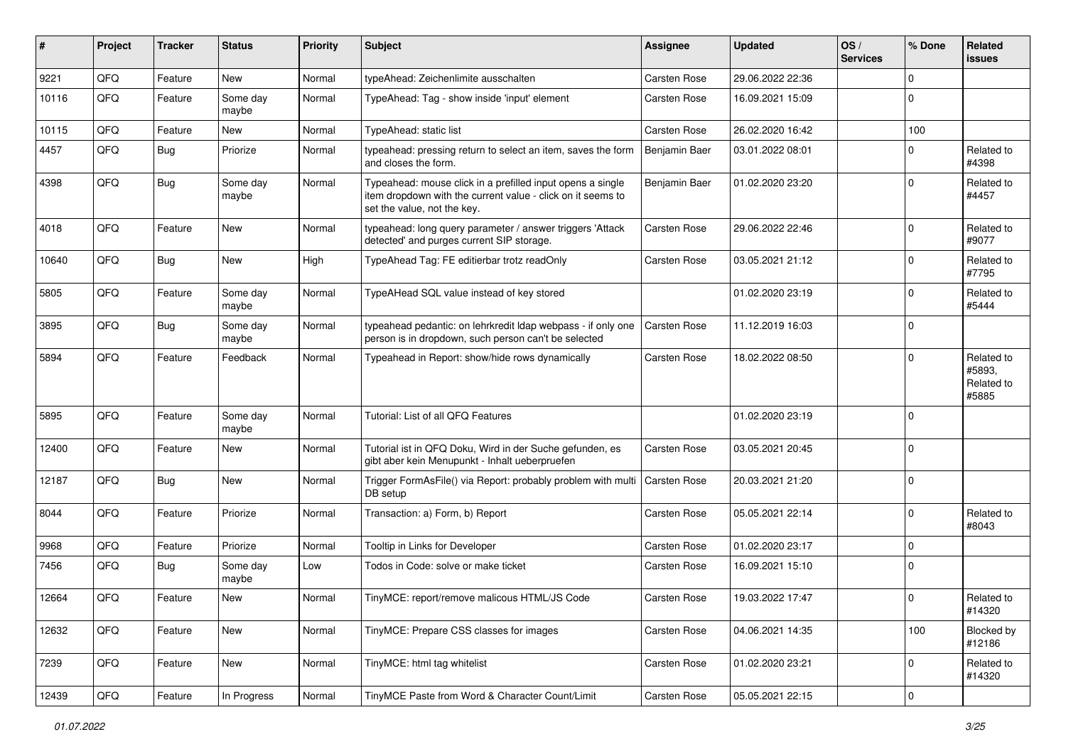| # | Project | Tracker | Status | Priority | Subject | Assignee | Updated | OS / Services | % Done | Related issues |
|---|---|---|---|---|---|---|---|---|---|---|
| 9221 | QFQ | Feature | New | Normal | typeAhead: Zeichenlimite ausschalten | Carsten Rose | 29.06.2022 22:36 | | 0 | |
| 10116 | QFQ | Feature | Some day maybe | Normal | TypeAhead: Tag - show inside 'input' element | Carsten Rose | 16.09.2021 15:09 | | 0 | |
| 10115 | QFQ | Feature | New | Normal | TypeAhead: static list | Carsten Rose | 26.02.2020 16:42 | | 100 | |
| 4457 | QFQ | Bug | Priorize | Normal | typeahead: pressing return to select an item, saves the form and closes the form. | Benjamin Baer | 03.01.2022 08:01 | | 0 | Related to #4398 |
| 4398 | QFQ | Bug | Some day maybe | Normal | Typeahead: mouse click in a prefilled input opens a single item dropdown with the current value - click on it seems to set the value, not the key. | Benjamin Baer | 01.02.2020 23:20 | | 0 | Related to #4457 |
| 4018 | QFQ | Feature | New | Normal | typeahead: long query parameter / answer triggers 'Attack detected' and purges current SIP storage. | Carsten Rose | 29.06.2022 22:46 | | 0 | Related to #9077 |
| 10640 | QFQ | Bug | New | High | TypeAhead Tag: FE editierbar trotz readOnly | Carsten Rose | 03.05.2021 21:12 | | 0 | Related to #7795 |
| 5805 | QFQ | Feature | Some day maybe | Normal | TypeAHead SQL value instead of key stored | | 01.02.2020 23:19 | | 0 | Related to #5444 |
| 3895 | QFQ | Bug | Some day maybe | Normal | typeahead pedantic: on lehrkredit ldap webpass - if only one person is in dropdown, such person can't be selected | Carsten Rose | 11.12.2019 16:03 | | 0 | |
| 5894 | QFQ | Feature | Feedback | Normal | Typeahead in Report: show/hide rows dynamically | Carsten Rose | 18.02.2022 08:50 | | 0 | Related to #5893, Related to #5885 |
| 5895 | QFQ | Feature | Some day maybe | Normal | Tutorial: List of all QFQ Features | | 01.02.2020 23:19 | | 0 | |
| 12400 | QFQ | Feature | New | Normal | Tutorial ist in QFQ Doku, Wird in der Suche gefunden, es gibt aber kein Menupunkt - Inhalt ueberpruefen | Carsten Rose | 03.05.2021 20:45 | | 0 | |
| 12187 | QFQ | Bug | New | Normal | Trigger FormAsFile() via Report: probably problem with multi DB setup | Carsten Rose | 20.03.2021 21:20 | | 0 | |
| 8044 | QFQ | Feature | Priorize | Normal | Transaction: a) Form, b) Report | Carsten Rose | 05.05.2021 22:14 | | 0 | Related to #8043 |
| 9968 | QFQ | Feature | Priorize | Normal | Tooltip in Links for Developer | Carsten Rose | 01.02.2020 23:17 | | 0 | |
| 7456 | QFQ | Bug | Some day maybe | Low | Todos in Code: solve or make ticket | Carsten Rose | 16.09.2021 15:10 | | 0 | |
| 12664 | QFQ | Feature | New | Normal | TinyMCE: report/remove malicous HTML/JS Code | Carsten Rose | 19.03.2022 17:47 | | 0 | Related to #14320 |
| 12632 | QFQ | Feature | New | Normal | TinyMCE: Prepare CSS classes for images | Carsten Rose | 04.06.2021 14:35 | | 100 | Blocked by #12186 |
| 7239 | QFQ | Feature | New | Normal | TinyMCE: html tag whitelist | Carsten Rose | 01.02.2020 23:21 | | 0 | Related to #14320 |
| 12439 | QFQ | Feature | In Progress | Normal | TinyMCE Paste from Word & Character Count/Limit | Carsten Rose | 05.05.2021 22:15 | | 0 | |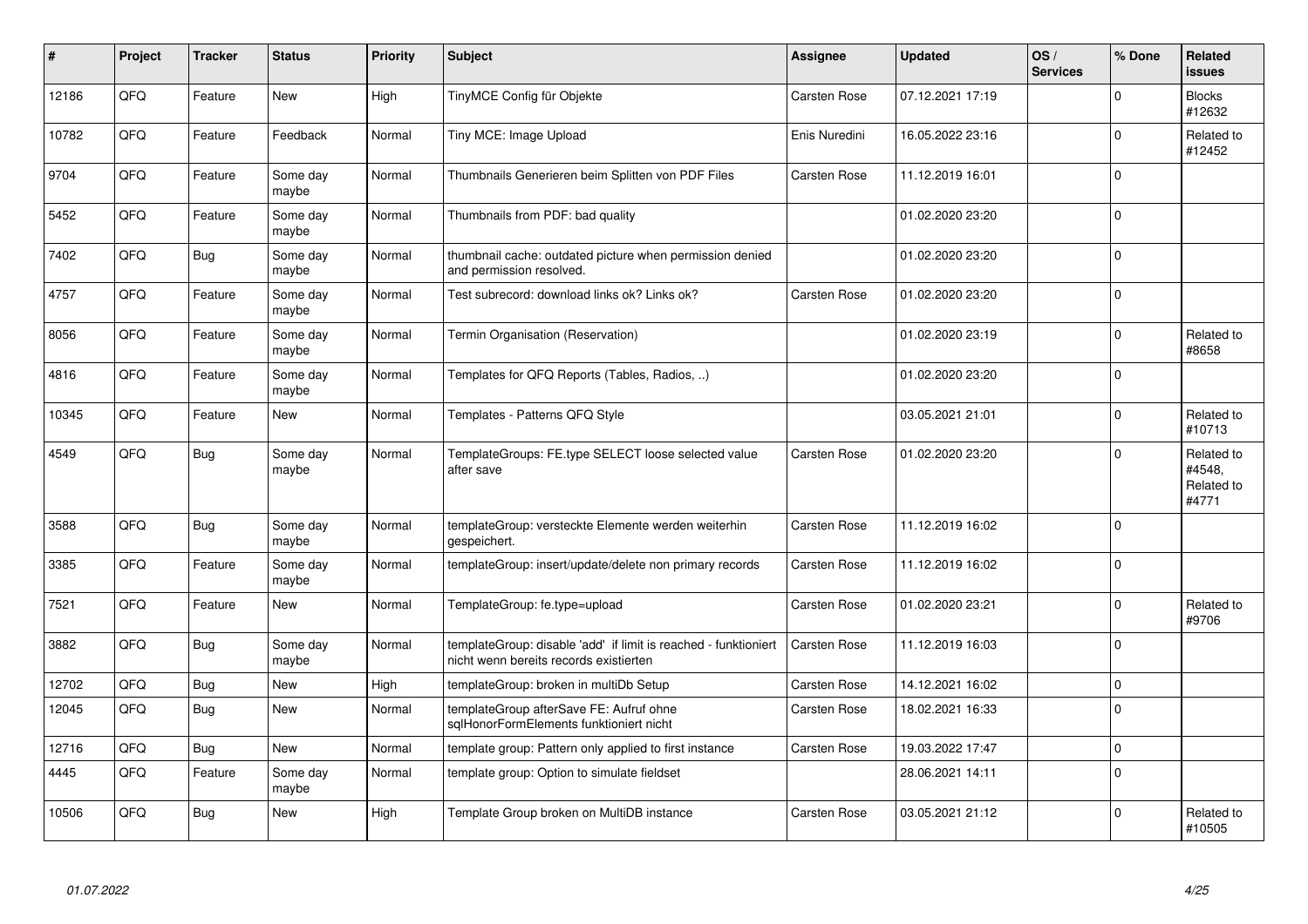| # | Project | Tracker | Status | Priority | Subject | Assignee | Updated | OS / Services | % Done | Related issues |
|---|---|---|---|---|---|---|---|---|---|---|
| 12186 | QFQ | Feature | New | High | TinyMCE Config für Objekte | Carsten Rose | 07.12.2021 17:19 | | 0 | Blocks #12632 |
| 10782 | QFQ | Feature | Feedback | Normal | Tiny MCE: Image Upload | Enis Nuredini | 16.05.2022 23:16 | | 0 | Related to #12452 |
| 9704 | QFQ | Feature | Some day maybe | Normal | Thumbnails Generieren beim Splitten von PDF Files | Carsten Rose | 11.12.2019 16:01 | | 0 | |
| 5452 | QFQ | Feature | Some day maybe | Normal | Thumbnails from PDF: bad quality | | 01.02.2020 23:20 | | 0 | |
| 7402 | QFQ | Bug | Some day maybe | Normal | thumbnail cache: outdated picture when permission denied and permission resolved. | | 01.02.2020 23:20 | | 0 | |
| 4757 | QFQ | Feature | Some day maybe | Normal | Test subrecord: download links ok? Links ok? | Carsten Rose | 01.02.2020 23:20 | | 0 | |
| 8056 | QFQ | Feature | Some day maybe | Normal | Termin Organisation (Reservation) | | 01.02.2020 23:19 | | 0 | Related to #8658 |
| 4816 | QFQ | Feature | Some day maybe | Normal | Templates for QFQ Reports (Tables, Radios, ..) | | 01.02.2020 23:20 | | 0 | |
| 10345 | QFQ | Feature | New | Normal | Templates - Patterns QFQ Style | | 03.05.2021 21:01 | | 0 | Related to #10713 |
| 4549 | QFQ | Bug | Some day maybe | Normal | TemplateGroups: FE.type SELECT loose selected value after save | Carsten Rose | 01.02.2020 23:20 | | 0 | Related to #4548, Related to #4771 |
| 3588 | QFQ | Bug | Some day maybe | Normal | templateGroup: versteckte Elemente werden weiterhin gespeichert. | Carsten Rose | 11.12.2019 16:02 | | 0 | |
| 3385 | QFQ | Feature | Some day maybe | Normal | templateGroup: insert/update/delete non primary records | Carsten Rose | 11.12.2019 16:02 | | 0 | |
| 7521 | QFQ | Feature | New | Normal | TemplateGroup: fe.type=upload | Carsten Rose | 01.02.2020 23:21 | | 0 | Related to #9706 |
| 3882 | QFQ | Bug | Some day maybe | Normal | templateGroup: disable 'add' if limit is reached - funktioniert nicht wenn bereits records existierten | Carsten Rose | 11.12.2019 16:03 | | 0 | |
| 12702 | QFQ | Bug | New | High | templateGroup: broken in multiDb Setup | Carsten Rose | 14.12.2021 16:02 | | 0 | |
| 12045 | QFQ | Bug | New | Normal | templateGroup afterSave FE: Aufruf ohne sqlHonorFormElements funktioniert nicht | Carsten Rose | 18.02.2021 16:33 | | 0 | |
| 12716 | QFQ | Bug | New | Normal | template group: Pattern only applied to first instance | Carsten Rose | 19.03.2022 17:47 | | 0 | |
| 4445 | QFQ | Feature | Some day maybe | Normal | template group: Option to simulate fieldset | | 28.06.2021 14:11 | | 0 | |
| 10506 | QFQ | Bug | New | High | Template Group broken on MultiDB instance | Carsten Rose | 03.05.2021 21:12 | | 0 | Related to #10505 |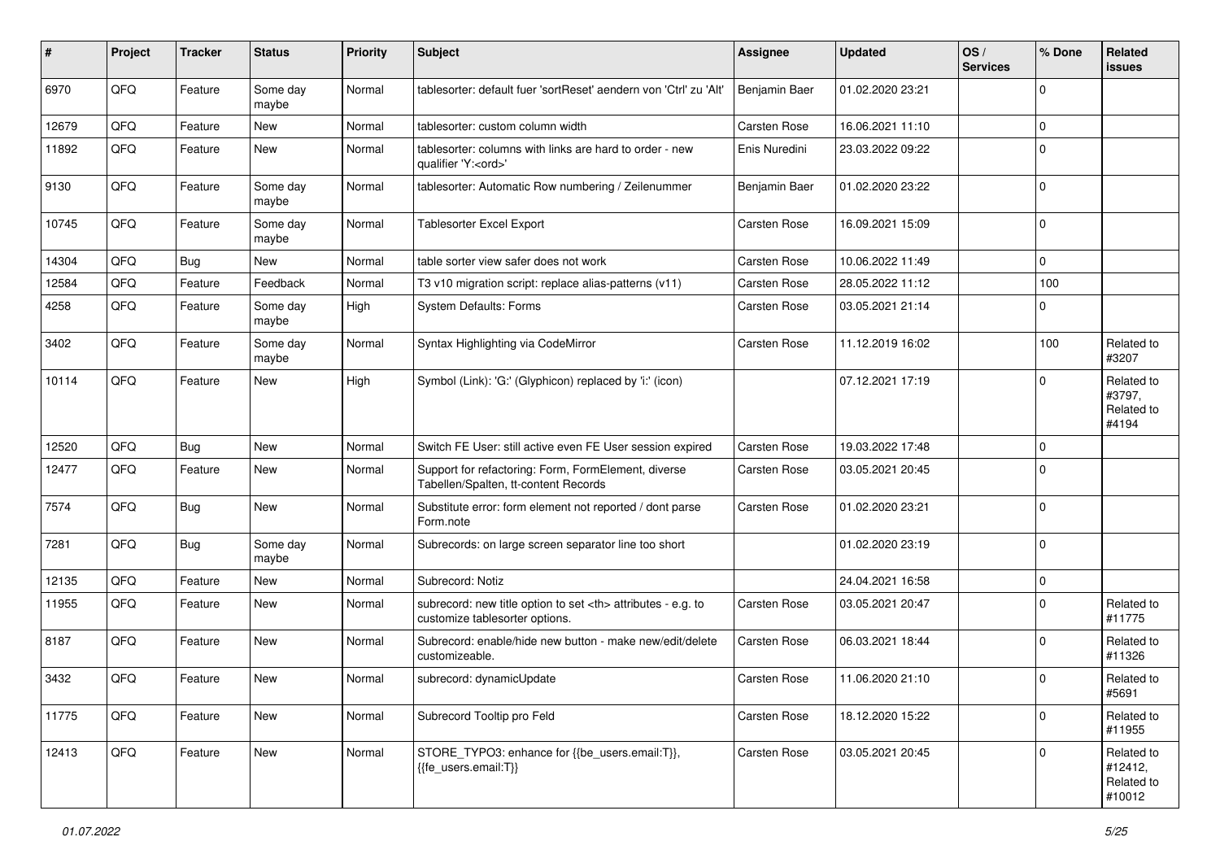| # | Project | Tracker | Status | Priority | Subject | Assignee | Updated | OS / Services | % Done | Related issues |
|---|---|---|---|---|---|---|---|---|---|---|
| 6970 | QFQ | Feature | Some day maybe | Normal | tablesorter: default fuer 'sortReset' aendern von 'Ctrl' zu 'Alt' | Benjamin Baer | 01.02.2020 23:21 | | 0 | |
| 12679 | QFQ | Feature | New | Normal | tablesorter: custom column width | Carsten Rose | 16.06.2021 11:10 | | 0 | |
| 11892 | QFQ | Feature | New | Normal | tablesorter: columns with links are hard to order - new qualifier 'Y:<ord>' | Enis Nuredini | 23.03.2022 09:22 | | 0 | |
| 9130 | QFQ | Feature | Some day maybe | Normal | tablesorter: Automatic Row numbering / Zeilenummer | Benjamin Baer | 01.02.2020 23:22 | | 0 | |
| 10745 | QFQ | Feature | Some day maybe | Normal | Tablesorter Excel Export | Carsten Rose | 16.09.2021 15:09 | | 0 | |
| 14304 | QFQ | Bug | New | Normal | table sorter view safer does not work | Carsten Rose | 10.06.2022 11:49 | | 0 | |
| 12584 | QFQ | Feature | Feedback | Normal | T3 v10 migration script: replace alias-patterns (v11) | Carsten Rose | 28.05.2022 11:12 | | 100 | |
| 4258 | QFQ | Feature | Some day maybe | High | System Defaults: Forms | Carsten Rose | 03.05.2021 21:14 | | 0 | |
| 3402 | QFQ | Feature | Some day maybe | Normal | Syntax Highlighting via CodeMirror | Carsten Rose | 11.12.2019 16:02 | | 100 | Related to #3207 |
| 10114 | QFQ | Feature | New | High | Symbol (Link): 'G:' (Glyphicon) replaced by 'i:' (icon) | | 07.12.2021 17:19 | | 0 | Related to #3797, Related to #4194 |
| 12520 | QFQ | Bug | New | Normal | Switch FE User: still active even FE User session expired | Carsten Rose | 19.03.2022 17:48 | | 0 | |
| 12477 | QFQ | Feature | New | Normal | Support for refactoring: Form, FormElement, diverse Tabellen/Spalten, tt-content Records | Carsten Rose | 03.05.2021 20:45 | | 0 | |
| 7574 | QFQ | Bug | New | Normal | Substitute error: form element not reported / dont parse Form.note | Carsten Rose | 01.02.2020 23:21 | | 0 | |
| 7281 | QFQ | Bug | Some day maybe | Normal | Subrecords: on large screen separator line too short | | 01.02.2020 23:19 | | 0 | |
| 12135 | QFQ | Feature | New | Normal | Subrecord: Notiz | | 24.04.2021 16:58 | | 0 | |
| 11955 | QFQ | Feature | New | Normal | subrecord: new title option to set <th> attributes - e.g. to customize tablesorter options. | Carsten Rose | 03.05.2021 20:47 | | 0 | Related to #11775 |
| 8187 | QFQ | Feature | New | Normal | Subrecord: enable/hide new button - make new/edit/delete customizeable. | Carsten Rose | 06.03.2021 18:44 | | 0 | Related to #11326 |
| 3432 | QFQ | Feature | New | Normal | subrecord: dynamicUpdate | Carsten Rose | 11.06.2020 21:10 | | 0 | Related to #5691 |
| 11775 | QFQ | Feature | New | Normal | Subrecord Tooltip pro Feld | Carsten Rose | 18.12.2020 15:22 | | 0 | Related to #11955 |
| 12413 | QFQ | Feature | New | Normal | STORE_TYPO3: enhance for {{be_users.email:T}}, {{fe_users.email:T}} | Carsten Rose | 03.05.2021 20:45 | | 0 | Related to #12412, Related to #10012 |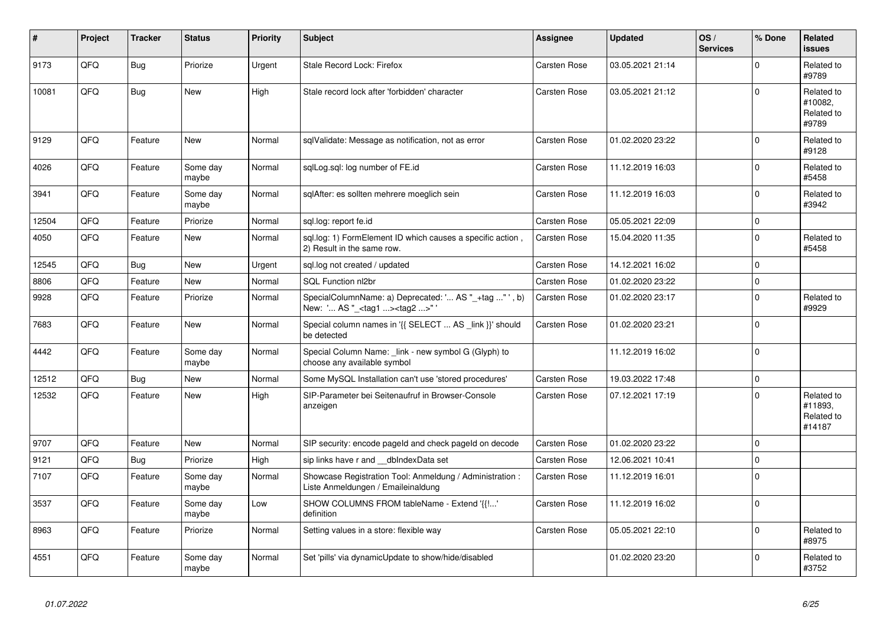| # | Project | Tracker | Status | Priority | Subject | Assignee | Updated | OS / Services | % Done | Related issues |
|---|---|---|---|---|---|---|---|---|---|---|
| 9173 | QFQ | Bug | Priorize | Urgent | Stale Record Lock: Firefox | Carsten Rose | 03.05.2021 21:14 | | 0 | Related to #9789 |
| 10081 | QFQ | Bug | New | High | Stale record lock after 'forbidden' character | Carsten Rose | 03.05.2021 21:12 | | 0 | Related to #10082, Related to #9789 |
| 9129 | QFQ | Feature | New | Normal | sqlValidate: Message as notification, not as error | Carsten Rose | 01.02.2020 23:22 | | 0 | Related to #9128 |
| 4026 | QFQ | Feature | Some day maybe | Normal | sqlLog.sql: log number of FE.id | Carsten Rose | 11.12.2019 16:03 | | 0 | Related to #5458 |
| 3941 | QFQ | Feature | Some day maybe | Normal | sqlAfter: es sollten mehrere moeglich sein | Carsten Rose | 11.12.2019 16:03 | | 0 | Related to #3942 |
| 12504 | QFQ | Feature | Priorize | Normal | sql.log: report fe.id | Carsten Rose | 05.05.2021 22:09 | | 0 | |
| 4050 | QFQ | Feature | New | Normal | sql.log: 1) FormElement ID which causes a specific action , 2) Result in the same row. | Carsten Rose | 15.04.2020 11:35 | | 0 | Related to #5458 |
| 12545 | QFQ | Bug | New | Urgent | sql.log not created / updated | Carsten Rose | 14.12.2021 16:02 | | 0 | |
| 8806 | QFQ | Feature | New | Normal | SQL Function nl2br | Carsten Rose | 01.02.2020 23:22 | | 0 | |
| 9928 | QFQ | Feature | Priorize | Normal | SpecialColumnName: a) Deprecated: '... AS "_+tag ..." ', b) New: '... AS "_<tag1 ...><tag2 ...>" ' | Carsten Rose | 01.02.2020 23:17 | | 0 | Related to #9929 |
| 7683 | QFQ | Feature | New | Normal | Special column names in '{{ SELECT ... AS _link }}' should be detected | Carsten Rose | 01.02.2020 23:21 | | 0 | |
| 4442 | QFQ | Feature | Some day maybe | Normal | Special Column Name: _link - new symbol G (Glyph) to choose any available symbol | | 11.12.2019 16:02 | | 0 | |
| 12512 | QFQ | Bug | New | Normal | Some MySQL Installation can't use 'stored procedures' | Carsten Rose | 19.03.2022 17:48 | | 0 | |
| 12532 | QFQ | Feature | New | High | SIP-Parameter bei Seitenaufruf in Browser-Console anzeigen | Carsten Rose | 07.12.2021 17:19 | | 0 | Related to #11893, Related to #14187 |
| 9707 | QFQ | Feature | New | Normal | SIP security: encode pageId and check pageId on decode | Carsten Rose | 01.02.2020 23:22 | | 0 | |
| 9121 | QFQ | Bug | Priorize | High | sip links have r and __dbIndexData set | Carsten Rose | 12.06.2021 10:41 | | 0 | |
| 7107 | QFQ | Feature | Some day maybe | Normal | Showcase Registration Tool: Anmeldung / Administration : Liste Anmeldungen / Emaileinaldung | Carsten Rose | 11.12.2019 16:01 | | 0 | |
| 3537 | QFQ | Feature | Some day maybe | Low | SHOW COLUMNS FROM tableName - Extend '{{!...' definition | Carsten Rose | 11.12.2019 16:02 | | 0 | |
| 8963 | QFQ | Feature | Priorize | Normal | Setting values in a store: flexible way | Carsten Rose | 05.05.2021 22:10 | | 0 | Related to #8975 |
| 4551 | QFQ | Feature | Some day maybe | Normal | Set 'pills' via dynamicUpdate to show/hide/disabled | | 01.02.2020 23:20 | | 0 | Related to #3752 |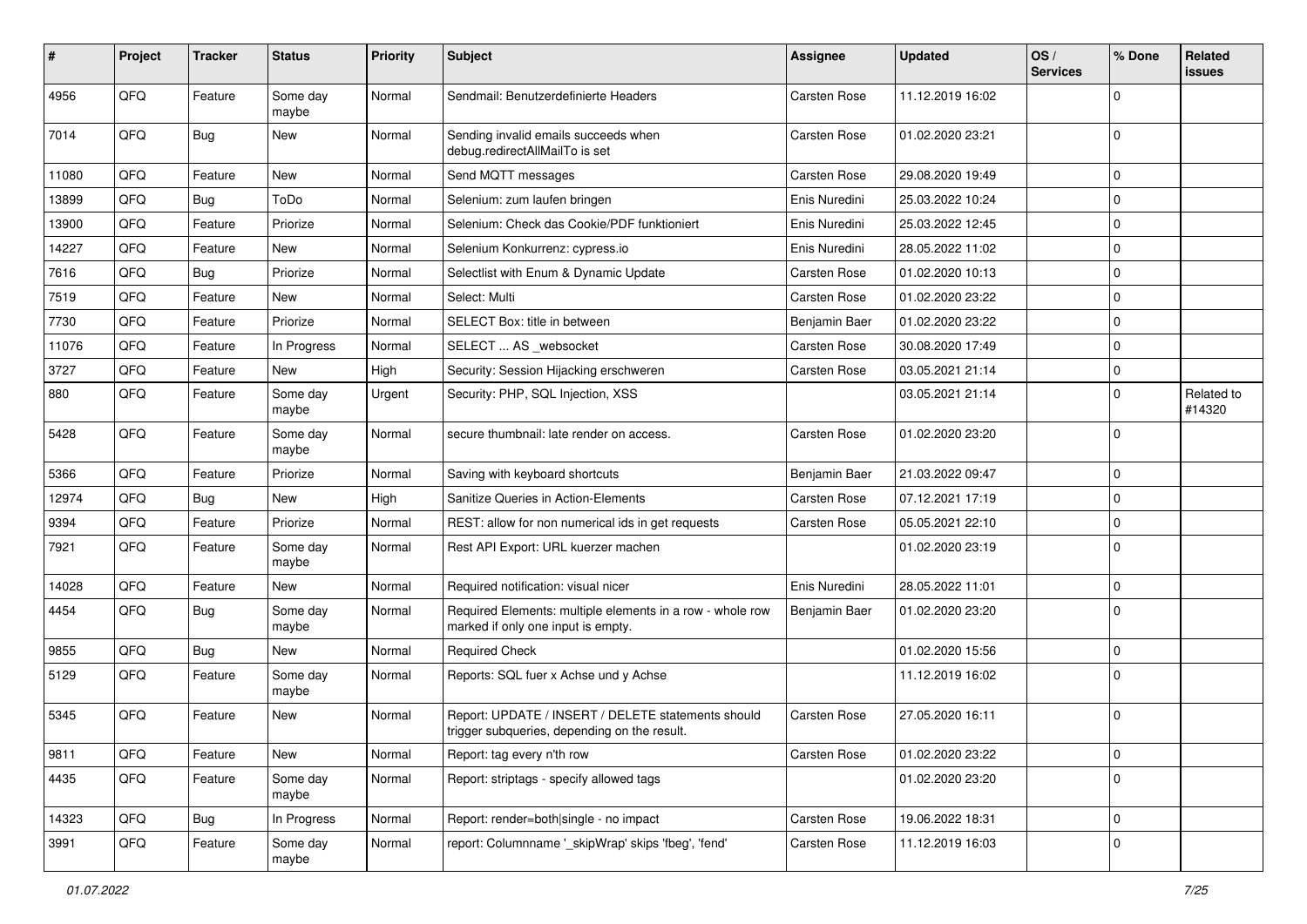| # | Project | Tracker | Status | Priority | Subject | Assignee | Updated | OS / Services | % Done | Related issues |
|---|---|---|---|---|---|---|---|---|---|---|
| 4956 | QFQ | Feature | Some day maybe | Normal | Sendmail: Benutzerdefinierte Headers | Carsten Rose | 11.12.2019 16:02 | | 0 | |
| 7014 | QFQ | Bug | New | Normal | Sending invalid emails succeeds when debug.redirectAllMailTo is set | Carsten Rose | 01.02.2020 23:21 | | 0 | |
| 11080 | QFQ | Feature | New | Normal | Send MQTT messages | Carsten Rose | 29.08.2020 19:49 | | 0 | |
| 13899 | QFQ | Bug | ToDo | Normal | Selenium: zum laufen bringen | Enis Nuredini | 25.03.2022 10:24 | | 0 | |
| 13900 | QFQ | Feature | Priorize | Normal | Selenium: Check das Cookie/PDF funktioniert | Enis Nuredini | 25.03.2022 12:45 | | 0 | |
| 14227 | QFQ | Feature | New | Normal | Selenium Konkurrenz: cypress.io | Enis Nuredini | 28.05.2022 11:02 | | 0 | |
| 7616 | QFQ | Bug | Priorize | Normal | Selectlist with Enum & Dynamic Update | Carsten Rose | 01.02.2020 10:13 | | 0 | |
| 7519 | QFQ | Feature | New | Normal | Select: Multi | Carsten Rose | 01.02.2020 23:22 | | 0 | |
| 7730 | QFQ | Feature | Priorize | Normal | SELECT Box: title in between | Benjamin Baer | 01.02.2020 23:22 | | 0 | |
| 11076 | QFQ | Feature | In Progress | Normal | SELECT ... AS _websocket | Carsten Rose | 30.08.2020 17:49 | | 0 | |
| 3727 | QFQ | Feature | New | High | Security: Session Hijacking erschweren | Carsten Rose | 03.05.2021 21:14 | | 0 | |
| 880 | QFQ | Feature | Some day maybe | Urgent | Security: PHP, SQL Injection, XSS | | 03.05.2021 21:14 | | 0 | Related to #14320 |
| 5428 | QFQ | Feature | Some day maybe | Normal | secure thumbnail: late render on access. | Carsten Rose | 01.02.2020 23:20 | | 0 | |
| 5366 | QFQ | Feature | Priorize | Normal | Saving with keyboard shortcuts | Benjamin Baer | 21.03.2022 09:47 | | 0 | |
| 12974 | QFQ | Bug | New | High | Sanitize Queries in Action-Elements | Carsten Rose | 07.12.2021 17:19 | | 0 | |
| 9394 | QFQ | Feature | Priorize | Normal | REST: allow for non numerical ids in get requests | Carsten Rose | 05.05.2021 22:10 | | 0 | |
| 7921 | QFQ | Feature | Some day maybe | Normal | Rest API Export: URL kuerzer machen | | 01.02.2020 23:19 | | 0 | |
| 14028 | QFQ | Feature | New | Normal | Required notification: visual nicer | Enis Nuredini | 28.05.2022 11:01 | | 0 | |
| 4454 | QFQ | Bug | Some day maybe | Normal | Required Elements: multiple elements in a row - whole row marked if only one input is empty. | Benjamin Baer | 01.02.2020 23:20 | | 0 | |
| 9855 | QFQ | Bug | New | Normal | Required Check | | 01.02.2020 15:56 | | 0 | |
| 5129 | QFQ | Feature | Some day maybe | Normal | Reports: SQL fuer x Achse und y Achse | | 11.12.2019 16:02 | | 0 | |
| 5345 | QFQ | Feature | New | Normal | Report: UPDATE / INSERT / DELETE statements should trigger subqueries, depending on the result. | Carsten Rose | 27.05.2020 16:11 | | 0 | |
| 9811 | QFQ | Feature | New | Normal | Report: tag every n'th row | Carsten Rose | 01.02.2020 23:22 | | 0 | |
| 4435 | QFQ | Feature | Some day maybe | Normal | Report: striptags - specify allowed tags | | 01.02.2020 23:20 | | 0 | |
| 14323 | QFQ | Bug | In Progress | Normal | Report: render=both\|single - no impact | Carsten Rose | 19.06.2022 18:31 | | 0 | |
| 3991 | QFQ | Feature | Some day maybe | Normal | report: Columnname '_skipWrap' skips 'fbeg', 'fend' | Carsten Rose | 11.12.2019 16:03 | | 0 | |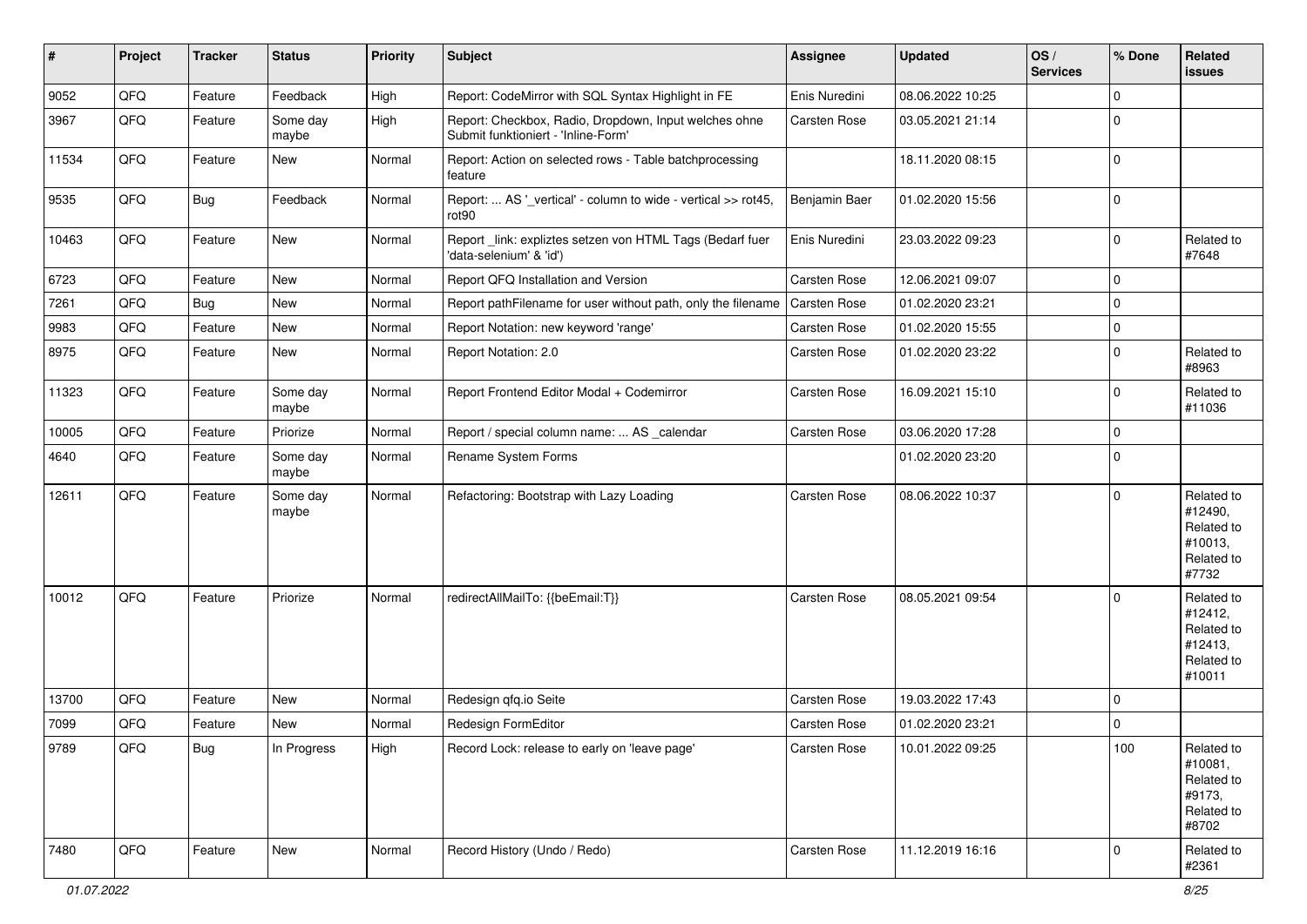| # | Project | Tracker | Status | Priority | Subject | Assignee | Updated | OS / Services | % Done | Related issues |
|---|---|---|---|---|---|---|---|---|---|---|
| 9052 | QFQ | Feature | Feedback | High | Report: CodeMirror with SQL Syntax Highlight in FE | Enis Nuredini | 08.06.2022 10:25 | | 0 | |
| 3967 | QFQ | Feature | Some day maybe | High | Report: Checkbox, Radio, Dropdown, Input welches ohne Submit funktioniert - 'Inline-Form' | Carsten Rose | 03.05.2021 21:14 | | 0 | |
| 11534 | QFQ | Feature | New | Normal | Report: Action on selected rows - Table batchprocessing feature | | 18.11.2020 08:15 | | 0 | |
| 9535 | QFQ | Bug | Feedback | Normal | Report: ... AS '_vertical' - column to wide - vertical >> rot45, rot90 | Benjamin Baer | 01.02.2020 15:56 | | 0 | |
| 10463 | QFQ | Feature | New | Normal | Report _link: expliztes setzen von HTML Tags (Bedarf fuer 'data-selenium' & 'id') | Enis Nuredini | 23.03.2022 09:23 | | 0 | Related to #7648 |
| 6723 | QFQ | Feature | New | Normal | Report QFQ Installation and Version | Carsten Rose | 12.06.2021 09:07 | | 0 | |
| 7261 | QFQ | Bug | New | Normal | Report pathFilename for user without path, only the filename | Carsten Rose | 01.02.2020 23:21 | | 0 | |
| 9983 | QFQ | Feature | New | Normal | Report Notation: new keyword 'range' | Carsten Rose | 01.02.2020 15:55 | | 0 | |
| 8975 | QFQ | Feature | New | Normal | Report Notation: 2.0 | Carsten Rose | 01.02.2020 23:22 | | 0 | Related to #8963 |
| 11323 | QFQ | Feature | Some day maybe | Normal | Report Frontend Editor Modal + Codemirror | Carsten Rose | 16.09.2021 15:10 | | 0 | Related to #11036 |
| 10005 | QFQ | Feature | Priorize | Normal | Report / special column name: ... AS _calendar | Carsten Rose | 03.06.2020 17:28 | | 0 | |
| 4640 | QFQ | Feature | Some day maybe | Normal | Rename System Forms | | 01.02.2020 23:20 | | 0 | |
| 12611 | QFQ | Feature | Some day maybe | Normal | Refactoring: Bootstrap with Lazy Loading | Carsten Rose | 08.06.2022 10:37 | | 0 | Related to #12490, Related to #10013, Related to #7732 |
| 10012 | QFQ | Feature | Priorize | Normal | redirectAllMailTo: {{beEmail:T}} | Carsten Rose | 08.05.2021 09:54 | | 0 | Related to #12412, Related to #12413, Related to #10011 |
| 13700 | QFQ | Feature | New | Normal | Redesign qfq.io Seite | Carsten Rose | 19.03.2022 17:43 | | 0 | |
| 7099 | QFQ | Feature | New | Normal | Redesign FormEditor | Carsten Rose | 01.02.2020 23:21 | | 0 | |
| 9789 | QFQ | Bug | In Progress | High | Record Lock: release to early on 'leave page' | Carsten Rose | 10.01.2022 09:25 | | 100 | Related to #10081, Related to #9173, Related to #8702 |
| 7480 | QFQ | Feature | New | Normal | Record History (Undo / Redo) | Carsten Rose | 11.12.2019 16:16 | | 0 | Related to #2361 |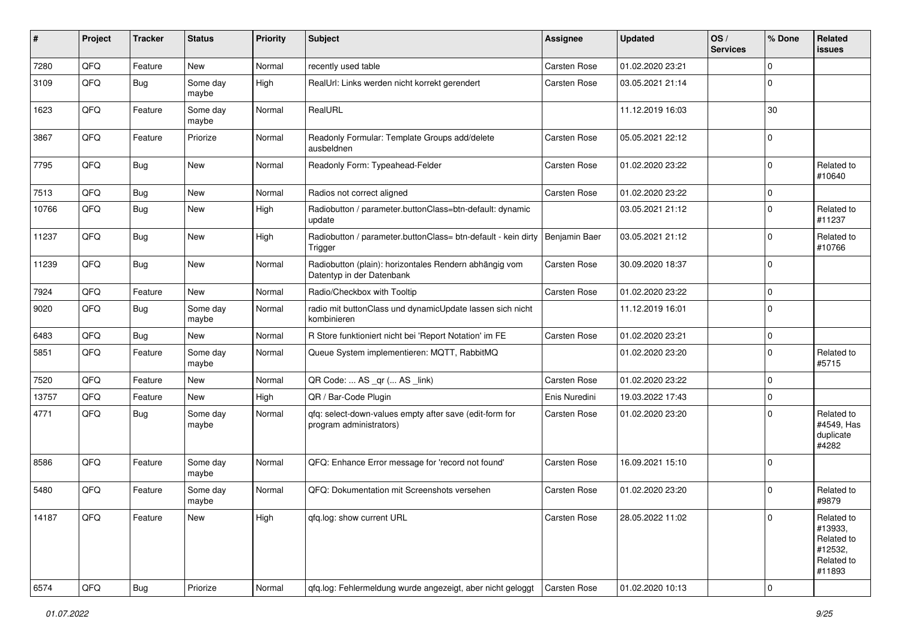| # | Project | Tracker | Status | Priority | Subject | Assignee | Updated | OS / Services | % Done | Related issues |
|---|---|---|---|---|---|---|---|---|---|---|
| 7280 | QFQ | Feature | New | Normal | recently used table | Carsten Rose | 01.02.2020 23:21 | | 0 | |
| 3109 | QFQ | Bug | Some day maybe | High | RealUrl: Links werden nicht korrekt gerendert | Carsten Rose | 03.05.2021 21:14 | | 0 | |
| 1623 | QFQ | Feature | Some day maybe | Normal | RealURL | | 11.12.2019 16:03 | | 30 | |
| 3867 | QFQ | Feature | Priorize | Normal | Readonly Formular: Template Groups add/delete ausbeldnen | Carsten Rose | 05.05.2021 22:12 | | 0 | |
| 7795 | QFQ | Bug | New | Normal | Readonly Form: Typeahead-Felder | Carsten Rose | 01.02.2020 23:22 | | 0 | Related to #10640 |
| 7513 | QFQ | Bug | New | Normal | Radios not correct aligned | Carsten Rose | 01.02.2020 23:22 | | 0 | |
| 10766 | QFQ | Bug | New | High | Radiobutton / parameter.buttonClass=btn-default: dynamic update | | 03.05.2021 21:12 | | 0 | Related to #11237 |
| 11237 | QFQ | Bug | New | High | Radiobutton / parameter.buttonClass= btn-default - kein dirty Trigger | Benjamin Baer | 03.05.2021 21:12 | | 0 | Related to #10766 |
| 11239 | QFQ | Bug | New | Normal | Radiobutton (plain): horizontales Rendern abhängig vom Datentyp in der Datenbank | Carsten Rose | 30.09.2020 18:37 | | 0 | |
| 7924 | QFQ | Feature | New | Normal | Radio/Checkbox with Tooltip | Carsten Rose | 01.02.2020 23:22 | | 0 | |
| 9020 | QFQ | Bug | Some day maybe | Normal | radio mit buttonClass und dynamicUpdate lassen sich nicht kombinieren | | 11.12.2019 16:01 | | 0 | |
| 6483 | QFQ | Bug | New | Normal | R Store funktioniert nicht bei 'Report Notation' im FE | Carsten Rose | 01.02.2020 23:21 | | 0 | |
| 5851 | QFQ | Feature | Some day maybe | Normal | Queue System implementieren: MQTT, RabbitMQ | | 01.02.2020 23:20 | | 0 | Related to #5715 |
| 7520 | QFQ | Feature | New | Normal | QR Code: ... AS _qr (... AS _link) | Carsten Rose | 01.02.2020 23:22 | | 0 | |
| 13757 | QFQ | Feature | New | High | QR / Bar-Code Plugin | Enis Nuredini | 19.03.2022 17:43 | | 0 | |
| 4771 | QFQ | Bug | Some day maybe | Normal | qfq: select-down-values empty after save (edit-form for program administrators) | Carsten Rose | 01.02.2020 23:20 | | 0 | Related to #4549, Has duplicate #4282 |
| 8586 | QFQ | Feature | Some day maybe | Normal | QFQ: Enhance Error message for 'record not found' | Carsten Rose | 16.09.2021 15:10 | | 0 | |
| 5480 | QFQ | Feature | Some day maybe | Normal | QFQ: Dokumentation mit Screenshots versehen | Carsten Rose | 01.02.2020 23:20 | | 0 | Related to #9879 |
| 14187 | QFQ | Feature | New | High | qfq.log: show current URL | Carsten Rose | 28.05.2022 11:02 | | 0 | Related to #13933, Related to #12532, Related to #11893 |
| 6574 | QFQ | Bug | Priorize | Normal | qfq.log: Fehlermeldung wurde angezeigt, aber nicht geloggt | Carsten Rose | 01.02.2020 10:13 | | 0 | |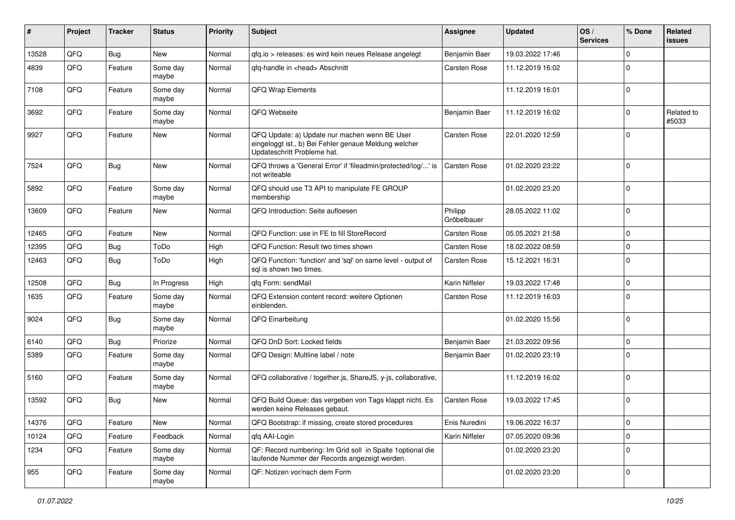| # | Project | Tracker | Status | Priority | Subject | Assignee | Updated | OS / Services | % Done | Related issues |
|---|---|---|---|---|---|---|---|---|---|---|
| 13528 | QFQ | Bug | New | Normal | qfq.io > releases: es wird kein neues Release angelegt | Benjamin Baer | 19.03.2022 17:46 | | 0 | |
| 4839 | QFQ | Feature | Some day maybe | Normal | qfq-handle in <head> Abschnitt | Carsten Rose | 11.12.2019 16:02 | | 0 | |
| 7108 | QFQ | Feature | Some day maybe | Normal | QFQ Wrap Elements | | 11.12.2019 16:01 | | 0 | |
| 3692 | QFQ | Feature | Some day maybe | Normal | QFQ Webseite | Benjamin Baer | 11.12.2019 16:02 | | 0 | Related to #5033 |
| 9927 | QFQ | Feature | New | Normal | QFQ Update: a) Update nur machen wenn BE User eingeloggt ist., b) Bei Fehler genaue Meldung welcher Updateschritt Probleme hat. | Carsten Rose | 22.01.2020 12:59 | | 0 | |
| 7524 | QFQ | Bug | New | Normal | QFQ throws a 'General Error' if 'fileadmin/protected/log/...' is not writeable | Carsten Rose | 01.02.2020 23:22 | | 0 | |
| 5892 | QFQ | Feature | Some day maybe | Normal | QFQ should use T3 API to manipulate FE GROUP membership | | 01.02.2020 23:20 | | 0 | |
| 13609 | QFQ | Feature | New | Normal | QFQ Introduction: Seite aufloesen | Philipp Gröbelbauer | 28.05.2022 11:02 | | 0 | |
| 12465 | QFQ | Feature | New | Normal | QFQ Function: use in FE to fill StoreRecord | Carsten Rose | 05.05.2021 21:58 | | 0 | |
| 12395 | QFQ | Bug | ToDo | High | QFQ Function: Result two times shown | Carsten Rose | 18.02.2022 08:59 | | 0 | |
| 12463 | QFQ | Bug | ToDo | High | QFQ Function: 'function' and 'sql' on same level - output of sql is shown two times. | Carsten Rose | 15.12.2021 16:31 | | 0 | |
| 12508 | QFQ | Bug | In Progress | High | qfq Form: sendMail | Karin Niffeler | 19.03.2022 17:48 | | 0 | |
| 1635 | QFQ | Feature | Some day maybe | Normal | QFQ Extension content record: weitere Optionen einblenden. | Carsten Rose | 11.12.2019 16:03 | | 0 | |
| 9024 | QFQ | Bug | Some day maybe | Normal | QFQ Einarbeitung | | 01.02.2020 15:56 | | 0 | |
| 6140 | QFQ | Bug | Priorize | Normal | QFQ DnD Sort: Locked fields | Benjamin Baer | 21.03.2022 09:56 | | 0 | |
| 5389 | QFQ | Feature | Some day maybe | Normal | QFQ Design: Multline label / note | Benjamin Baer | 01.02.2020 23:19 | | 0 | |
| 5160 | QFQ | Feature | Some day maybe | Normal | QFQ collaborative / together.js, ShareJS, y-js, collaborative, | | 11.12.2019 16:02 | | 0 | |
| 13592 | QFQ | Bug | New | Normal | QFQ Build Queue: das vergeben von Tags klappt nicht. Es werden keine Releases gebaut. | Carsten Rose | 19.03.2022 17:45 | | 0 | |
| 14376 | QFQ | Feature | New | Normal | QFQ Bootstrap: if missing, create stored procedures | Enis Nuredini | 19.06.2022 16:37 | | 0 | |
| 10124 | QFQ | Feature | Feedback | Normal | qfq AAI-Login | Karin Niffeler | 07.05.2020 09:36 | | 0 | |
| 1234 | QFQ | Feature | Some day maybe | Normal | QF: Record numbering: Im Grid soll in Spalte 1optional die laufende Nummer der Records angezeigt werden. | | 01.02.2020 23:20 | | 0 | |
| 955 | QFQ | Feature | Some day maybe | Normal | QF: Notizen vor/nach dem Form | | 01.02.2020 23:20 | | 0 | |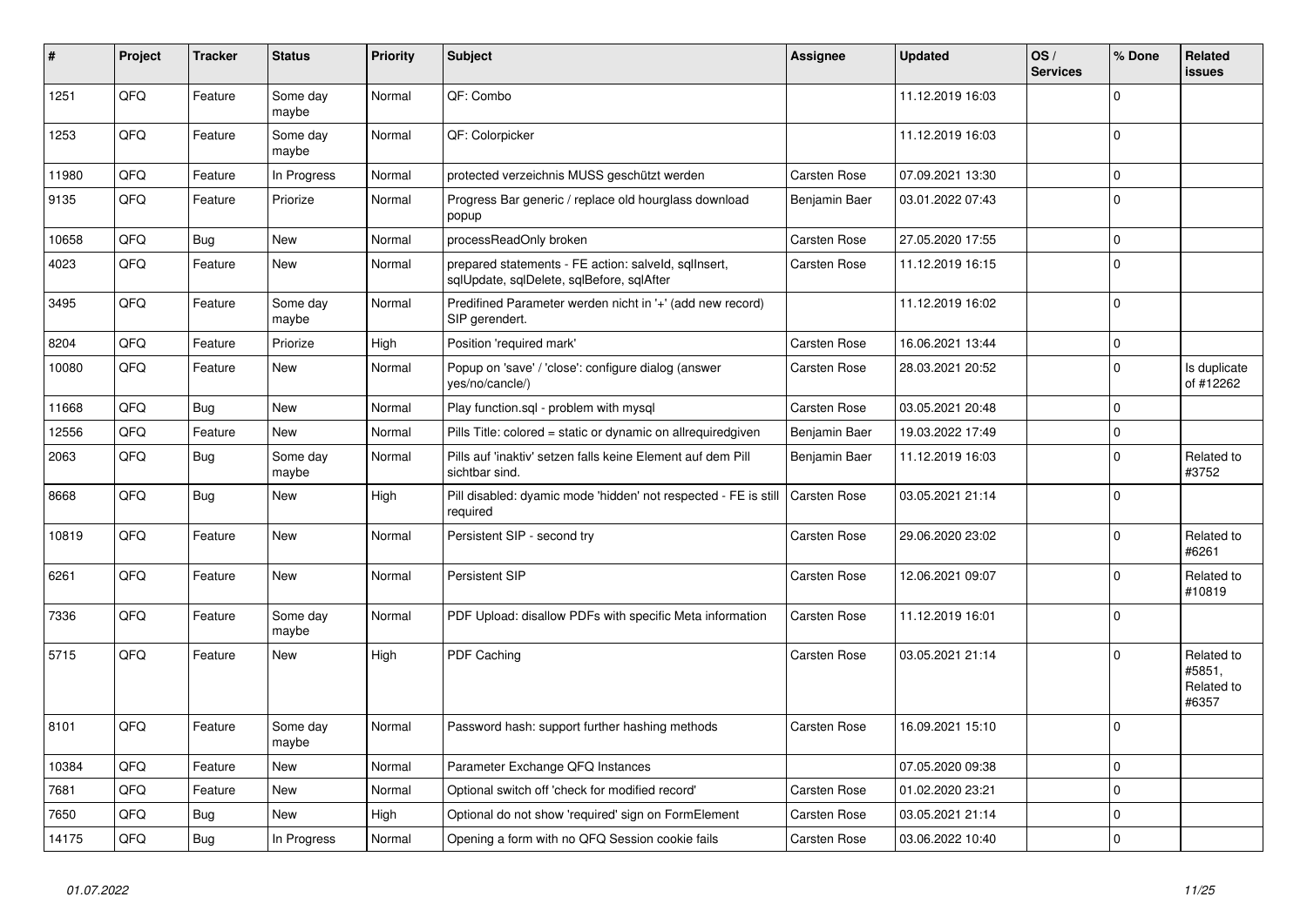| # | Project | Tracker | Status | Priority | Subject | Assignee | Updated | OS / Services | % Done | Related issues |
|---|---|---|---|---|---|---|---|---|---|---|
| 1251 | QFQ | Feature | Some day maybe | Normal | QF: Combo | | 11.12.2019 16:03 | | 0 | |
| 1253 | QFQ | Feature | Some day maybe | Normal | QF: Colorpicker | | 11.12.2019 16:03 | | 0 | |
| 11980 | QFQ | Feature | In Progress | Normal | protected verzeichnis MUSS geschützt werden | Carsten Rose | 07.09.2021 13:30 | | 0 | |
| 9135 | QFQ | Feature | Priorize | Normal | Progress Bar generic / replace old hourglass download popup | Benjamin Baer | 03.01.2022 07:43 | | 0 | |
| 10658 | QFQ | Bug | New | Normal | processReadOnly broken | Carsten Rose | 27.05.2020 17:55 | | 0 | |
| 4023 | QFQ | Feature | New | Normal | prepared statements - FE action: salveld, sqlInsert, sqlUpdate, sqlDelete, sqlBefore, sqlAfter | Carsten Rose | 11.12.2019 16:15 | | 0 | |
| 3495 | QFQ | Feature | Some day maybe | Normal | Predifined Parameter werden nicht in '+' (add new record) SIP gerendert. | | 11.12.2019 16:02 | | 0 | |
| 8204 | QFQ | Feature | Priorize | High | Position 'required mark' | Carsten Rose | 16.06.2021 13:44 | | 0 | |
| 10080 | QFQ | Feature | New | Normal | Popup on 'save' / 'close': configure dialog (answer yes/no/cancle/) | Carsten Rose | 28.03.2021 20:52 | | 0 | Is duplicate of #12262 |
| 11668 | QFQ | Bug | New | Normal | Play function.sql - problem with mysql | Carsten Rose | 03.05.2021 20:48 | | 0 | |
| 12556 | QFQ | Feature | New | Normal | Pills Title: colored = static or dynamic on allrequiredgiven | Benjamin Baer | 19.03.2022 17:49 | | 0 | |
| 2063 | QFQ | Bug | Some day maybe | Normal | Pills auf 'inaktiv' setzen falls keine Element auf dem Pill sichtbar sind. | Benjamin Baer | 11.12.2019 16:03 | | 0 | Related to #3752 |
| 8668 | QFQ | Bug | New | High | Pill disabled: dyamic mode 'hidden' not respected - FE is still required | Carsten Rose | 03.05.2021 21:14 | | 0 | |
| 10819 | QFQ | Feature | New | Normal | Persistent SIP - second try | Carsten Rose | 29.06.2020 23:02 | | 0 | Related to #6261 |
| 6261 | QFQ | Feature | New | Normal | Persistent SIP | Carsten Rose | 12.06.2021 09:07 | | 0 | Related to #10819 |
| 7336 | QFQ | Feature | Some day maybe | Normal | PDF Upload: disallow PDFs with specific Meta information | Carsten Rose | 11.12.2019 16:01 | | 0 | |
| 5715 | QFQ | Feature | New | High | PDF Caching | Carsten Rose | 03.05.2021 21:14 | | 0 | Related to #5851, Related to #6357 |
| 8101 | QFQ | Feature | Some day maybe | Normal | Password hash: support further hashing methods | Carsten Rose | 16.09.2021 15:10 | | 0 | |
| 10384 | QFQ | Feature | New | Normal | Parameter Exchange QFQ Instances | | 07.05.2020 09:38 | | 0 | |
| 7681 | QFQ | Feature | New | Normal | Optional switch off 'check for modified record' | Carsten Rose | 01.02.2020 23:21 | | 0 | |
| 7650 | QFQ | Bug | New | High | Optional do not show 'required' sign on FormElement | Carsten Rose | 03.05.2021 21:14 | | 0 | |
| 14175 | QFQ | Bug | In Progress | Normal | Opening a form with no QFQ Session cookie fails | Carsten Rose | 03.06.2022 10:40 | | 0 | |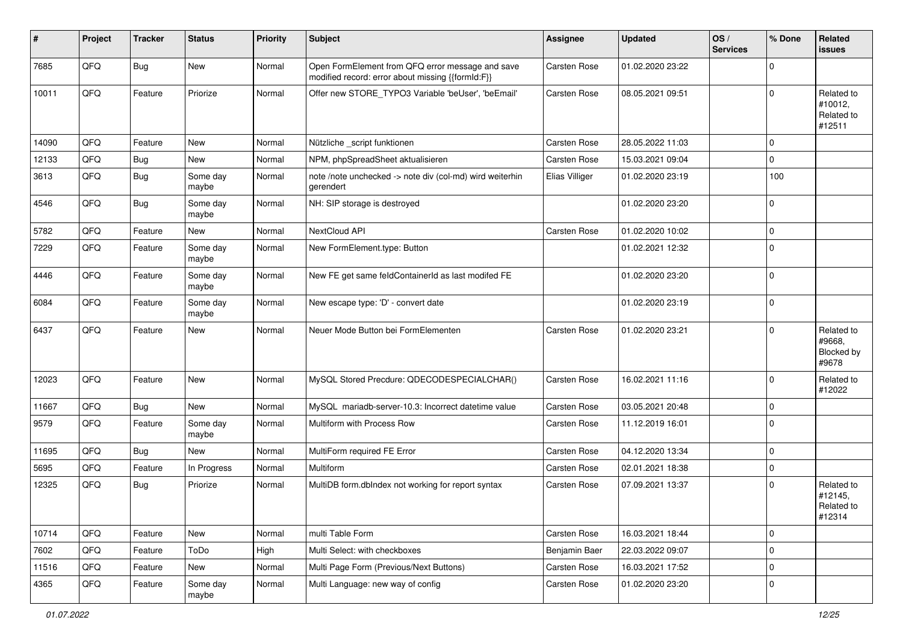| # | Project | Tracker | Status | Priority | Subject | Assignee | Updated | OS / Services | % Done | Related issues |
|---|---|---|---|---|---|---|---|---|---|---|
| 7685 | QFQ | Bug | New | Normal | Open FormElement from QFQ error message and save modified record: error about missing {{formId:F}} | Carsten Rose | 01.02.2020 23:22 | | 0 | |
| 10011 | QFQ | Feature | Priorize | Normal | Offer new STORE_TYPO3 Variable 'beUser', 'beEmail' | Carsten Rose | 08.05.2021 09:51 | | 0 | Related to #10012, Related to #12511 |
| 14090 | QFQ | Feature | New | Normal | Nützliche _script funktionen | Carsten Rose | 28.05.2022 11:03 | | 0 | |
| 12133 | QFQ | Bug | New | Normal | NPM, phpSpreadSheet aktualisieren | Carsten Rose | 15.03.2021 09:04 | | 0 | |
| 3613 | QFQ | Bug | Some day maybe | Normal | note /note unchecked -> note div (col-md) wird weiterhin gerendert | Elias Villiger | 01.02.2020 23:19 | | 100 | |
| 4546 | QFQ | Bug | Some day maybe | Normal | NH: SIP storage is destroyed | | 01.02.2020 23:20 | | 0 | |
| 5782 | QFQ | Feature | New | Normal | NextCloud API | Carsten Rose | 01.02.2020 10:02 | | 0 | |
| 7229 | QFQ | Feature | Some day maybe | Normal | New FormElement.type: Button | | 01.02.2021 12:32 | | 0 | |
| 4446 | QFQ | Feature | Some day maybe | Normal | New FE get same feldContainerId as last modifed FE | | 01.02.2020 23:20 | | 0 | |
| 6084 | QFQ | Feature | Some day maybe | Normal | New escape type: 'D' - convert date | | 01.02.2020 23:19 | | 0 | |
| 6437 | QFQ | Feature | New | Normal | Neuer Mode Button bei FormElementen | Carsten Rose | 01.02.2020 23:21 | | 0 | Related to #9668, Blocked by #9678 |
| 12023 | QFQ | Feature | New | Normal | MySQL Stored Precdure: QDECODESPECIALCHAR() | Carsten Rose | 16.02.2021 11:16 | | 0 | Related to #12022 |
| 11667 | QFQ | Bug | New | Normal | MySQL mariadb-server-10.3: Incorrect datetime value | Carsten Rose | 03.05.2021 20:48 | | 0 | |
| 9579 | QFQ | Feature | Some day maybe | Normal | Multiform with Process Row | Carsten Rose | 11.12.2019 16:01 | | 0 | |
| 11695 | QFQ | Bug | New | Normal | MultiForm required FE Error | Carsten Rose | 04.12.2020 13:34 | | 0 | |
| 5695 | QFQ | Feature | In Progress | Normal | Multiform | Carsten Rose | 02.01.2021 18:38 | | 0 | |
| 12325 | QFQ | Bug | Priorize | Normal | MultiDB form.dbIndex not working for report syntax | Carsten Rose | 07.09.2021 13:37 | | 0 | Related to #12145, Related to #12314 |
| 10714 | QFQ | Feature | New | Normal | multi Table Form | Carsten Rose | 16.03.2021 18:44 | | 0 | |
| 7602 | QFQ | Feature | ToDo | High | Multi Select: with checkboxes | Benjamin Baer | 22.03.2022 09:07 | | 0 | |
| 11516 | QFQ | Feature | New | Normal | Multi Page Form (Previous/Next Buttons) | Carsten Rose | 16.03.2021 17:52 | | 0 | |
| 4365 | QFQ | Feature | Some day maybe | Normal | Multi Language: new way of config | Carsten Rose | 01.02.2020 23:20 | | 0 | |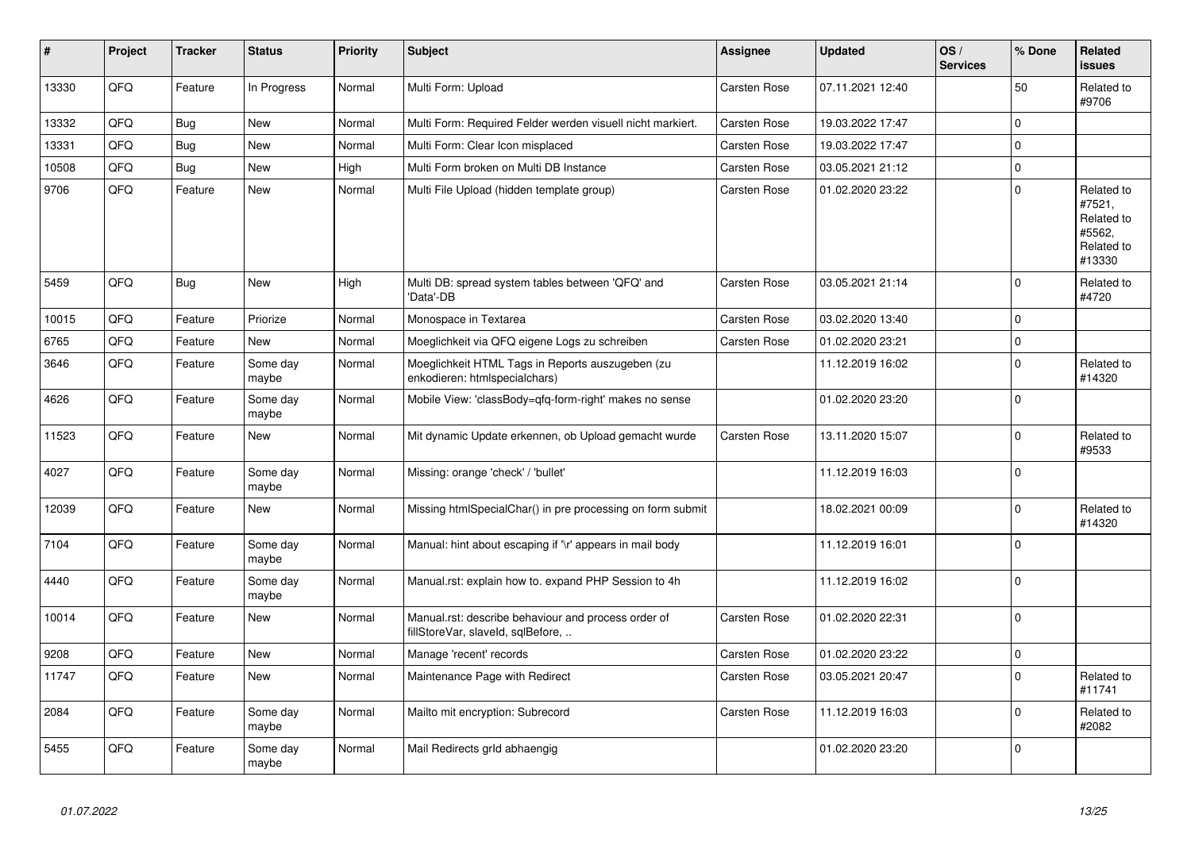| # | Project | Tracker | Status | Priority | Subject | Assignee | Updated | OS / Services | % Done | Related issues |
|---|---|---|---|---|---|---|---|---|---|---|
| 13330 | QFQ | Feature | In Progress | Normal | Multi Form: Upload | Carsten Rose | 07.11.2021 12:40 | | 50 | Related to #9706 |
| 13332 | QFQ | Bug | New | Normal | Multi Form: Required Felder werden visuell nicht markiert. | Carsten Rose | 19.03.2022 17:47 | | 0 | |
| 13331 | QFQ | Bug | New | Normal | Multi Form: Clear Icon misplaced | Carsten Rose | 19.03.2022 17:47 | | 0 | |
| 10508 | QFQ | Bug | New | High | Multi Form broken on Multi DB Instance | Carsten Rose | 03.05.2021 21:12 | | 0 | |
| 9706 | QFQ | Feature | New | Normal | Multi File Upload (hidden template group) | Carsten Rose | 01.02.2020 23:22 | | 0 | Related to #7521, Related to #5562, Related to #13330 |
| 5459 | QFQ | Bug | New | High | Multi DB: spread system tables between 'QFQ' and 'Data'-DB | Carsten Rose | 03.05.2021 21:14 | | 0 | Related to #4720 |
| 10015 | QFQ | Feature | Priorize | Normal | Monospace in Textarea | Carsten Rose | 03.02.2020 13:40 | | 0 | |
| 6765 | QFQ | Feature | New | Normal | Moeglichkeit via QFQ eigene Logs zu schreiben | Carsten Rose | 01.02.2020 23:21 | | 0 | |
| 3646 | QFQ | Feature | Some day maybe | Normal | Moeglichkeit HTML Tags in Reports auszugeben (zu enkodieren: htmlspecialchars) | | 11.12.2019 16:02 | | 0 | Related to #14320 |
| 4626 | QFQ | Feature | Some day maybe | Normal | Mobile View: 'classBody=qfq-form-right' makes no sense | | 01.02.2020 23:20 | | 0 | |
| 11523 | QFQ | Feature | New | Normal | Mit dynamic Update erkennen, ob Upload gemacht wurde | Carsten Rose | 13.11.2020 15:07 | | 0 | Related to #9533 |
| 4027 | QFQ | Feature | Some day maybe | Normal | Missing: orange 'check' / 'bullet' | | 11.12.2019 16:03 | | 0 | |
| 12039 | QFQ | Feature | New | Normal | Missing htmlSpecialChar() in pre processing on form submit | | 18.02.2021 00:09 | | 0 | Related to #14320 |
| 7104 | QFQ | Feature | Some day maybe | Normal | Manual: hint about escaping if '\r' appears in mail body | | 11.12.2019 16:01 | | 0 | |
| 4440 | QFQ | Feature | Some day maybe | Normal | Manual.rst: explain how to. expand PHP Session to 4h | | 11.12.2019 16:02 | | 0 | |
| 10014 | QFQ | Feature | New | Normal | Manual.rst: describe behaviour and process order of fillStoreVar, slaveId, sqlBefore, .. | Carsten Rose | 01.02.2020 22:31 | | 0 | |
| 9208 | QFQ | Feature | New | Normal | Manage 'recent' records | Carsten Rose | 01.02.2020 23:22 | | 0 | |
| 11747 | QFQ | Feature | New | Normal | Maintenance Page with Redirect | Carsten Rose | 03.05.2021 20:47 | | 0 | Related to #11741 |
| 2084 | QFQ | Feature | Some day maybe | Normal | Mailto mit encryption: Subrecord | Carsten Rose | 11.12.2019 16:03 | | 0 | Related to #2082 |
| 5455 | QFQ | Feature | Some day maybe | Normal | Mail Redirects grId abhaengig | | 01.02.2020 23:20 | | 0 | |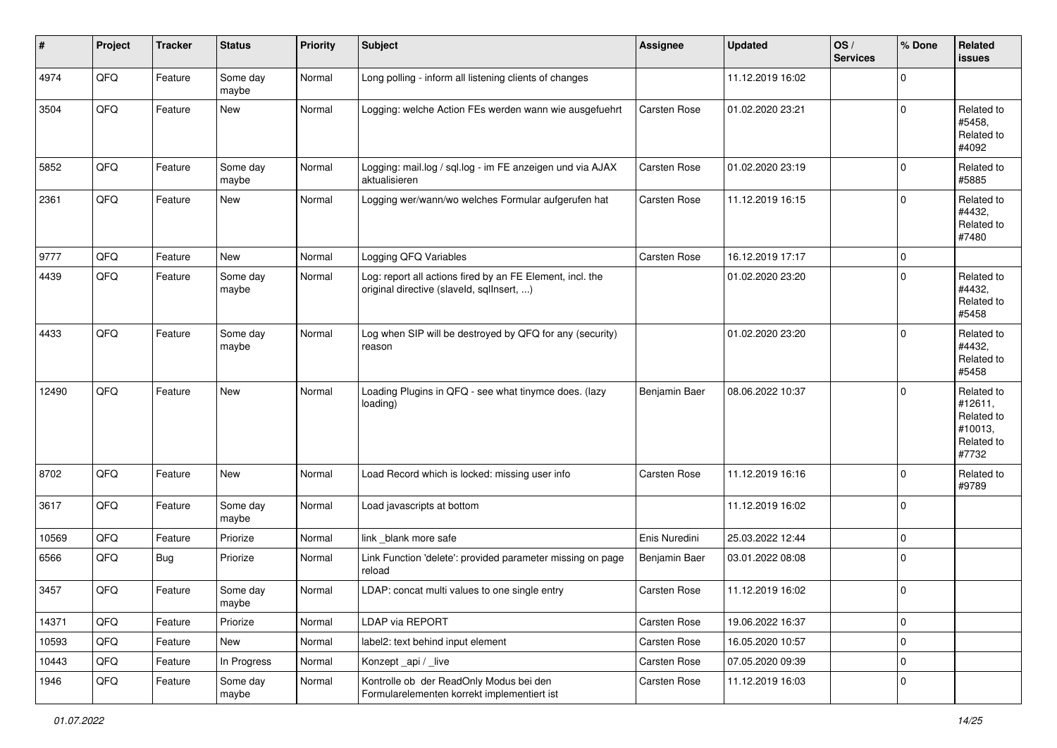| # | Project | Tracker | Status | Priority | Subject | Assignee | Updated | OS / Services | % Done | Related issues |
|---|---|---|---|---|---|---|---|---|---|---|
| 4974 | QFQ | Feature | Some day maybe | Normal | Long polling - inform all listening clients of changes | | 11.12.2019 16:02 | | 0 | |
| 3504 | QFQ | Feature | New | Normal | Logging: welche Action FEs werden wann wie ausgefuehrt | Carsten Rose | 01.02.2020 23:21 | | 0 | Related to #5458, Related to #4092 |
| 5852 | QFQ | Feature | Some day maybe | Normal | Logging: mail.log / sql.log - im FE anzeigen und via AJAX aktualisieren | Carsten Rose | 01.02.2020 23:19 | | 0 | Related to #5885 |
| 2361 | QFQ | Feature | New | Normal | Logging wer/wann/wo welches Formular aufgerufen hat | Carsten Rose | 11.12.2019 16:15 | | 0 | Related to #4432, Related to #7480 |
| 9777 | QFQ | Feature | New | Normal | Logging QFQ Variables | Carsten Rose | 16.12.2019 17:17 | | 0 | |
| 4439 | QFQ | Feature | Some day maybe | Normal | Log: report all actions fired by an FE Element, incl. the original directive (slaveId, sqlInsert, ...) | | 01.02.2020 23:20 | | 0 | Related to #4432, Related to #5458 |
| 4433 | QFQ | Feature | Some day maybe | Normal | Log when SIP will be destroyed by QFQ for any (security) reason | | 01.02.2020 23:20 | | 0 | Related to #4432, Related to #5458 |
| 12490 | QFQ | Feature | New | Normal | Loading Plugins in QFQ - see what tinymce does. (lazy loading) | Benjamin Baer | 08.06.2022 10:37 | | 0 | Related to #12611, Related to #10013, Related to #7732 |
| 8702 | QFQ | Feature | New | Normal | Load Record which is locked: missing user info | Carsten Rose | 11.12.2019 16:16 | | 0 | Related to #9789 |
| 3617 | QFQ | Feature | Some day maybe | Normal | Load javascripts at bottom | | 11.12.2019 16:02 | | 0 | |
| 10569 | QFQ | Feature | Priorize | Normal | link _blank more safe | Enis Nuredini | 25.03.2022 12:44 | | 0 | |
| 6566 | QFQ | Bug | Priorize | Normal | Link Function 'delete': provided parameter missing on page reload | Benjamin Baer | 03.01.2022 08:08 | | 0 | |
| 3457 | QFQ | Feature | Some day maybe | Normal | LDAP: concat multi values to one single entry | Carsten Rose | 11.12.2019 16:02 | | 0 | |
| 14371 | QFQ | Feature | Priorize | Normal | LDAP via REPORT | Carsten Rose | 19.06.2022 16:37 | | 0 | |
| 10593 | QFQ | Feature | New | Normal | label2: text behind input element | Carsten Rose | 16.05.2020 10:57 | | 0 | |
| 10443 | QFQ | Feature | In Progress | Normal | Konzept _api / _live | Carsten Rose | 07.05.2020 09:39 | | 0 | |
| 1946 | QFQ | Feature | Some day maybe | Normal | Kontrolle ob der ReadOnly Modus bei den Formularelementen korrekt implementiert ist | Carsten Rose | 11.12.2019 16:03 | | 0 | |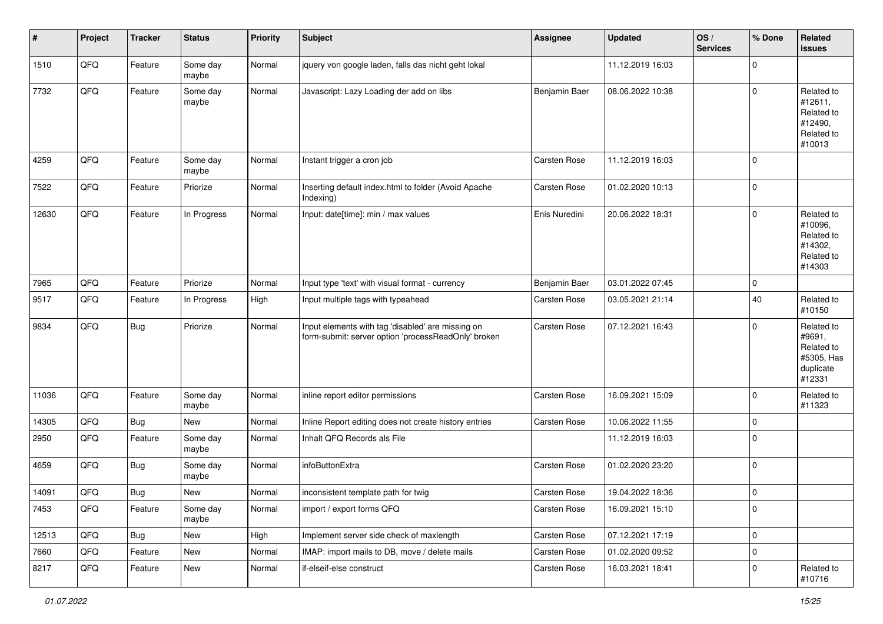| # | Project | Tracker | Status | Priority | Subject | Assignee | Updated | OS / Services | % Done | Related issues |
|---|---|---|---|---|---|---|---|---|---|---|
| 1510 | QFQ | Feature | Some day maybe | Normal | jquery von google laden, falls das nicht geht lokal | | 11.12.2019 16:03 | | 0 | |
| 7732 | QFQ | Feature | Some day maybe | Normal | Javascript: Lazy Loading der add on libs | Benjamin Baer | 08.06.2022 10:38 | | 0 | Related to #12611, Related to #12490, Related to #10013 |
| 4259 | QFQ | Feature | Some day maybe | Normal | Instant trigger a cron job | Carsten Rose | 11.12.2019 16:03 | | 0 | |
| 7522 | QFQ | Feature | Priorize | Normal | Inserting default index.html to folder (Avoid Apache Indexing) | Carsten Rose | 01.02.2020 10:13 | | 0 | |
| 12630 | QFQ | Feature | In Progress | Normal | Input: date[time]: min / max values | Enis Nuredini | 20.06.2022 18:31 | | 0 | Related to #10096, Related to #14302, Related to #14303 |
| 7965 | QFQ | Feature | Priorize | Normal | Input type 'text' with visual format - currency | Benjamin Baer | 03.01.2022 07:45 | | 0 | |
| 9517 | QFQ | Feature | In Progress | High | Input multiple tags with typeahead | Carsten Rose | 03.05.2021 21:14 | | 40 | Related to #10150 |
| 9834 | QFQ | Bug | Priorize | Normal | Input elements with tag 'disabled' are missing on form-submit: server option 'processReadOnly' broken | Carsten Rose | 07.12.2021 16:43 | | 0 | Related to #9691, Related to #5305, Has duplicate #12331 |
| 11036 | QFQ | Feature | Some day maybe | Normal | inline report editor permissions | Carsten Rose | 16.09.2021 15:09 | | 0 | Related to #11323 |
| 14305 | QFQ | Bug | New | Normal | Inline Report editing does not create history entries | Carsten Rose | 10.06.2022 11:55 | | 0 | |
| 2950 | QFQ | Feature | Some day maybe | Normal | Inhalt QFQ Records als File | | 11.12.2019 16:03 | | 0 | |
| 4659 | QFQ | Bug | Some day maybe | Normal | infoButtonExtra | Carsten Rose | 01.02.2020 23:20 | | 0 | |
| 14091 | QFQ | Bug | New | Normal | inconsistent template path for twig | Carsten Rose | 19.04.2022 18:36 | | 0 | |
| 7453 | QFQ | Feature | Some day maybe | Normal | import / export forms QFQ | Carsten Rose | 16.09.2021 15:10 | | 0 | |
| 12513 | QFQ | Bug | New | High | Implement server side check of maxlength | Carsten Rose | 07.12.2021 17:19 | | 0 | |
| 7660 | QFQ | Feature | New | Normal | IMAP: import mails to DB, move / delete mails | Carsten Rose | 01.02.2020 09:52 | | 0 | |
| 8217 | QFQ | Feature | New | Normal | if-elseif-else construct | Carsten Rose | 16.03.2021 18:41 | | 0 | Related to #10716 |

*01.07.2022*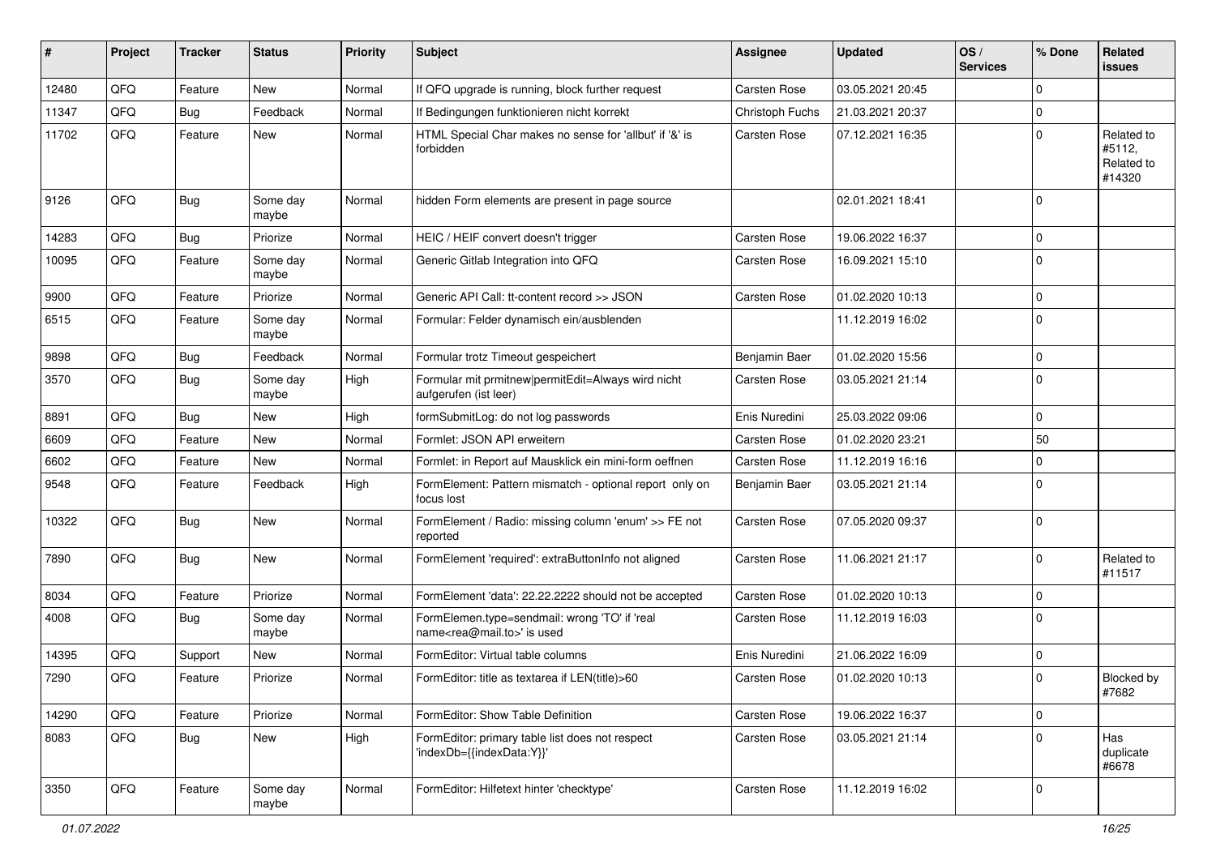| # | Project | Tracker | Status | Priority | Subject | Assignee | Updated | OS / Services | % Done | Related issues |
|---|---|---|---|---|---|---|---|---|---|---|
| 12480 | QFQ | Feature | New | Normal | If QFQ upgrade is running, block further request | Carsten Rose | 03.05.2021 20:45 | | 0 | |
| 11347 | QFQ | Bug | Feedback | Normal | If Bedingungen funktionieren nicht korrekt | Christoph Fuchs | 21.03.2021 20:37 | | 0 | |
| 11702 | QFQ | Feature | New | Normal | HTML Special Char makes no sense for 'allbut' if '&' is forbidden | Carsten Rose | 07.12.2021 16:35 | | 0 | Related to #5112, Related to #14320 |
| 9126 | QFQ | Bug | Some day maybe | Normal | hidden Form elements are present in page source | | 02.01.2021 18:41 | | 0 | |
| 14283 | QFQ | Bug | Priorize | Normal | HEIC / HEIF convert doesn't trigger | Carsten Rose | 19.06.2022 16:37 | | 0 | |
| 10095 | QFQ | Feature | Some day maybe | Normal | Generic Gitlab Integration into QFQ | Carsten Rose | 16.09.2021 15:10 | | 0 | |
| 9900 | QFQ | Feature | Priorize | Normal | Generic API Call: tt-content record >> JSON | Carsten Rose | 01.02.2020 10:13 | | 0 | |
| 6515 | QFQ | Feature | Some day maybe | Normal | Formular: Felder dynamisch ein/ausblenden | | 11.12.2019 16:02 | | 0 | |
| 9898 | QFQ | Bug | Feedback | Normal | Formular trotz Timeout gespeichert | Benjamin Baer | 01.02.2020 15:56 | | 0 | |
| 3570 | QFQ | Bug | Some day maybe | High | Formular mit prmitnew\|permitEdit=Always wird nicht aufgerufen (ist leer) | Carsten Rose | 03.05.2021 21:14 | | 0 | |
| 8891 | QFQ | Bug | New | High | formSubmitLog: do not log passwords | Enis Nuredini | 25.03.2022 09:06 | | 0 | |
| 6609 | QFQ | Feature | New | Normal | Formlet: JSON API erweitern | Carsten Rose | 01.02.2020 23:21 | | 50 | |
| 6602 | QFQ | Feature | New | Normal | Formlet: in Report auf Mausklick ein mini-form oeffnen | Carsten Rose | 11.12.2019 16:16 | | 0 | |
| 9548 | QFQ | Feature | Feedback | High | FormElement: Pattern mismatch - optional report only on focus lost | Benjamin Baer | 03.05.2021 21:14 | | 0 | |
| 10322 | QFQ | Bug | New | Normal | FormElement / Radio: missing column 'enum' >> FE not reported | Carsten Rose | 07.05.2020 09:37 | | 0 | |
| 7890 | QFQ | Bug | New | Normal | FormElement 'required': extraButtonInfo not aligned | Carsten Rose | 11.06.2021 21:17 | | 0 | Related to #11517 |
| 8034 | QFQ | Feature | Priorize | Normal | FormElement 'data': 22.22.2222 should not be accepted | Carsten Rose | 01.02.2020 10:13 | | 0 | |
| 4008 | QFQ | Bug | Some day maybe | Normal | FormElemen.type=sendmail: wrong 'TO' if 'real name<rea@mail.to>' is used | Carsten Rose | 11.12.2019 16:03 | | 0 | |
| 14395 | QFQ | Support | New | Normal | FormEditor: Virtual table columns | Enis Nuredini | 21.06.2022 16:09 | | 0 | |
| 7290 | QFQ | Feature | Priorize | Normal | FormEditor: title as textarea if LEN(title)>60 | Carsten Rose | 01.02.2020 10:13 | | 0 | Blocked by #7682 |
| 14290 | QFQ | Feature | Priorize | Normal | FormEditor: Show Table Definition | Carsten Rose | 19.06.2022 16:37 | | 0 | |
| 8083 | QFQ | Bug | New | High | FormEditor: primary table list does not respect 'indexDb={{indexData:Y}}' | Carsten Rose | 03.05.2021 21:14 | | 0 | Has duplicate #6678 |
| 3350 | QFQ | Feature | Some day maybe | Normal | FormEditor: Hilfetext hinter 'checktype' | Carsten Rose | 11.12.2019 16:02 | | 0 | |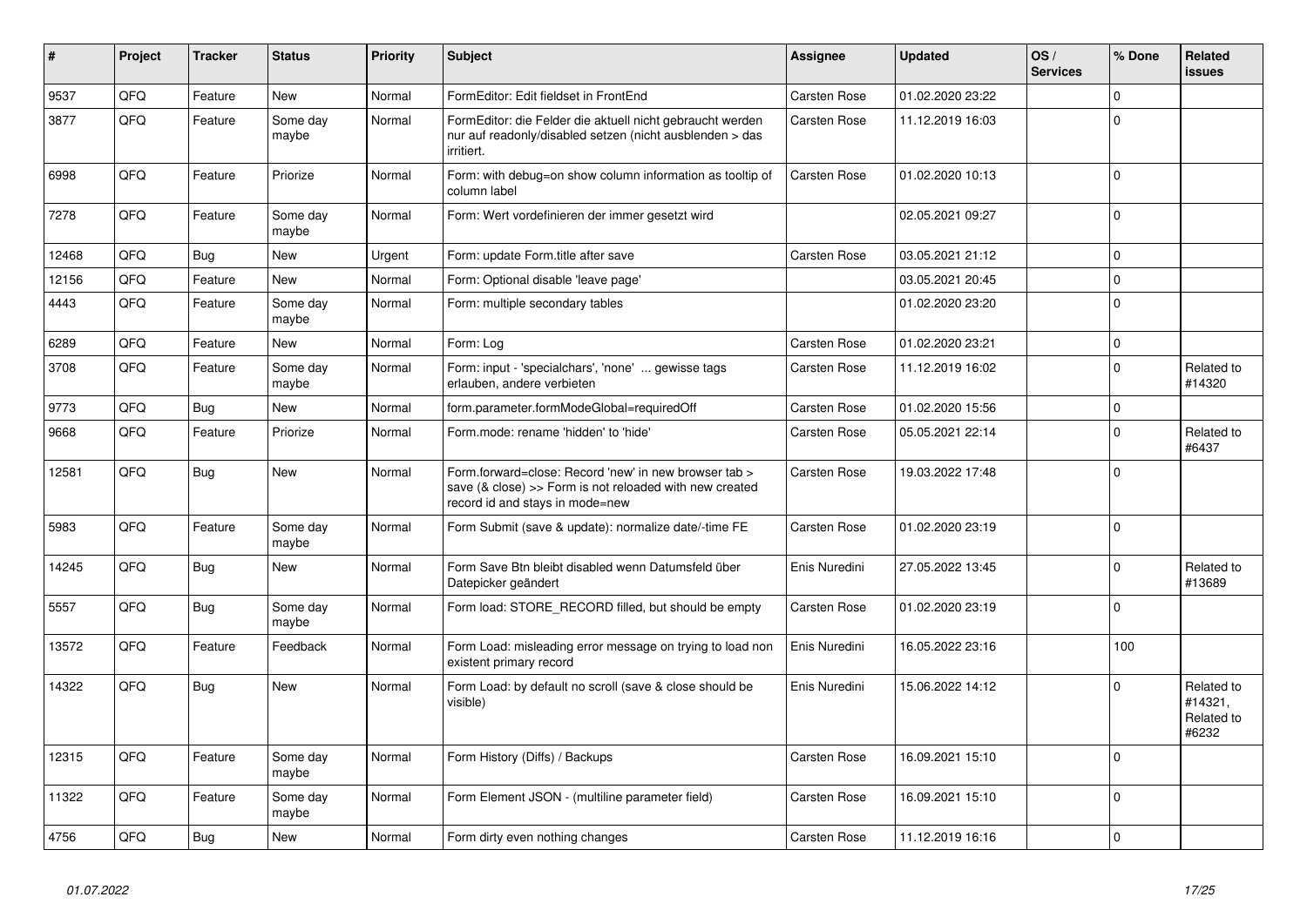| # | Project | Tracker | Status | Priority | Subject | Assignee | Updated | OS / Services | % Done | Related issues |
|---|---|---|---|---|---|---|---|---|---|---|
| 9537 | QFQ | Feature | New | Normal | FormEditor: Edit fieldset in FrontEnd | Carsten Rose | 01.02.2020 23:22 | | 0 | |
| 3877 | QFQ | Feature | Some day maybe | Normal | FormEditor: die Felder die aktuell nicht gebraucht werden nur auf readonly/disabled setzen (nicht ausblenden > das irritiert. | Carsten Rose | 11.12.2019 16:03 | | 0 | |
| 6998 | QFQ | Feature | Priorize | Normal | Form: with debug=on show column information as tooltip of column label | Carsten Rose | 01.02.2020 10:13 | | 0 | |
| 7278 | QFQ | Feature | Some day maybe | Normal | Form: Wert vordefinieren der immer gesetzt wird | | 02.05.2021 09:27 | | 0 | |
| 12468 | QFQ | Bug | New | Urgent | Form: update Form.title after save | Carsten Rose | 03.05.2021 21:12 | | 0 | |
| 12156 | QFQ | Feature | New | Normal | Form: Optional disable 'leave page' | | 03.05.2021 20:45 | | 0 | |
| 4443 | QFQ | Feature | Some day maybe | Normal | Form: multiple secondary tables | | 01.02.2020 23:20 | | 0 | |
| 6289 | QFQ | Feature | New | Normal | Form: Log | Carsten Rose | 01.02.2020 23:21 | | 0 | |
| 3708 | QFQ | Feature | Some day maybe | Normal | Form: input - 'specialchars', 'none' ... gewisse tags erlauben, andere verbieten | Carsten Rose | 11.12.2019 16:02 | | 0 | Related to #14320 |
| 9773 | QFQ | Bug | New | Normal | form.parameter.formModeGlobal=requiredOff | Carsten Rose | 01.02.2020 15:56 | | 0 | |
| 9668 | QFQ | Feature | Priorize | Normal | Form.mode: rename 'hidden' to 'hide' | Carsten Rose | 05.05.2021 22:14 | | 0 | Related to #6437 |
| 12581 | QFQ | Bug | New | Normal | Form.forward=close: Record 'new' in new browser tab > save (& close) >> Form is not reloaded with new created record id and stays in mode=new | Carsten Rose | 19.03.2022 17:48 | | 0 | |
| 5983 | QFQ | Feature | Some day maybe | Normal | Form Submit (save & update): normalize date/-time FE | Carsten Rose | 01.02.2020 23:19 | | 0 | |
| 14245 | QFQ | Bug | New | Normal | Form Save Btn bleibt disabled wenn Datumsfeld über Datepicker geändert | Enis Nuredini | 27.05.2022 13:45 | | 0 | Related to #13689 |
| 5557 | QFQ | Bug | Some day maybe | Normal | Form load: STORE_RECORD filled, but should be empty | Carsten Rose | 01.02.2020 23:19 | | 0 | |
| 13572 | QFQ | Feature | Feedback | Normal | Form Load: misleading error message on trying to load non existent primary record | Enis Nuredini | 16.05.2022 23:16 | | 100 | |
| 14322 | QFQ | Bug | New | Normal | Form Load: by default no scroll (save & close should be visible) | Enis Nuredini | 15.06.2022 14:12 | | 0 | Related to #14321, Related to #6232 |
| 12315 | QFQ | Feature | Some day maybe | Normal | Form History (Diffs) / Backups | Carsten Rose | 16.09.2021 15:10 | | 0 | |
| 11322 | QFQ | Feature | Some day maybe | Normal | Form Element JSON - (multiline parameter field) | Carsten Rose | 16.09.2021 15:10 | | 0 | |
| 4756 | QFQ | Bug | New | Normal | Form dirty even nothing changes | Carsten Rose | 11.12.2019 16:16 | | 0 | |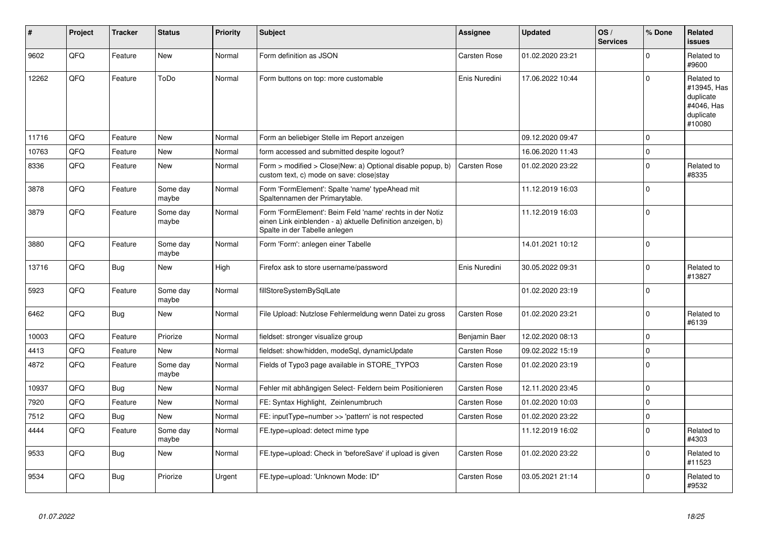| # | Project | Tracker | Status | Priority | Subject | Assignee | Updated | OS / Services | % Done | Related issues |
|---|---|---|---|---|---|---|---|---|---|---|
| 9602 | QFQ | Feature | New | Normal | Form definition as JSON | Carsten Rose | 01.02.2020 23:21 | | 0 | Related to #9600 |
| 12262 | QFQ | Feature | ToDo | Normal | Form buttons on top: more customable | Enis Nuredini | 17.06.2022 10:44 | | 0 | Related to #13945, Has duplicate #4046, Has duplicate #10080 |
| 11716 | QFQ | Feature | New | Normal | Form an beliebiger Stelle im Report anzeigen | | 09.12.2020 09:47 | | 0 | |
| 10763 | QFQ | Feature | New | Normal | form accessed and submitted despite logout? | | 16.06.2020 11:43 | | 0 | |
| 8336 | QFQ | Feature | New | Normal | Form > modified > Close\|New: a) Optional disable popup, b) custom text, c) mode on save: close\|stay | Carsten Rose | 01.02.2020 23:22 | | 0 | Related to #8335 |
| 3878 | QFQ | Feature | Some day maybe | Normal | Form 'FormElement': Spalte 'name' typeAhead mit Spaltennamen der Primarytable. | | 11.12.2019 16:03 | | 0 | |
| 3879 | QFQ | Feature | Some day maybe | Normal | Form 'FormElement': Beim Feld 'name' rechts in der Notiz einen Link einblenden - a) aktuelle Definition anzeigen, b) Spalte in der Tabelle anlegen | | 11.12.2019 16:03 | | 0 | |
| 3880 | QFQ | Feature | Some day maybe | Normal | Form 'Form': anlegen einer Tabelle | | 14.01.2021 10:12 | | 0 | |
| 13716 | QFQ | Bug | New | High | Firefox ask to store username/password | Enis Nuredini | 30.05.2022 09:31 | | 0 | Related to #13827 |
| 5923 | QFQ | Feature | Some day maybe | Normal | fillStoreSystemBySqlLate | | 01.02.2020 23:19 | | 0 | |
| 6462 | QFQ | Bug | New | Normal | File Upload: Nutzlose Fehlermeldung wenn Datei zu gross | Carsten Rose | 01.02.2020 23:21 | | 0 | Related to #6139 |
| 10003 | QFQ | Feature | Priorize | Normal | fieldset: stronger visualize group | Benjamin Baer | 12.02.2020 08:13 | | 0 | |
| 4413 | QFQ | Feature | New | Normal | fieldset: show/hidden, modeSql, dynamicUpdate | Carsten Rose | 09.02.2022 15:19 | | 0 | |
| 4872 | QFQ | Feature | Some day maybe | Normal | Fields of Typo3 page available in STORE_TYPO3 | Carsten Rose | 01.02.2020 23:19 | | 0 | |
| 10937 | QFQ | Bug | New | Normal | Fehler mit abhängigen Select- Feldern beim Positionieren | Carsten Rose | 12.11.2020 23:45 | | 0 | |
| 7920 | QFQ | Feature | New | Normal | FE: Syntax Highlight, Zeinlenumbruch | Carsten Rose | 01.02.2020 10:03 | | 0 | |
| 7512 | QFQ | Bug | New | Normal | FE: inputType=number >> 'pattern' is not respected | Carsten Rose | 01.02.2020 23:22 | | 0 | |
| 4444 | QFQ | Feature | Some day maybe | Normal | FE.type=upload: detect mime type | | 11.12.2019 16:02 | | 0 | Related to #4303 |
| 9533 | QFQ | Bug | New | Normal | FE.type=upload: Check in 'beforeSave' if upload is given | Carsten Rose | 01.02.2020 23:22 | | 0 | Related to #11523 |
| 9534 | QFQ | Bug | Priorize | Urgent | FE.type=upload: 'Unknown Mode: ID" | Carsten Rose | 03.05.2021 21:14 | | 0 | Related to #9532 |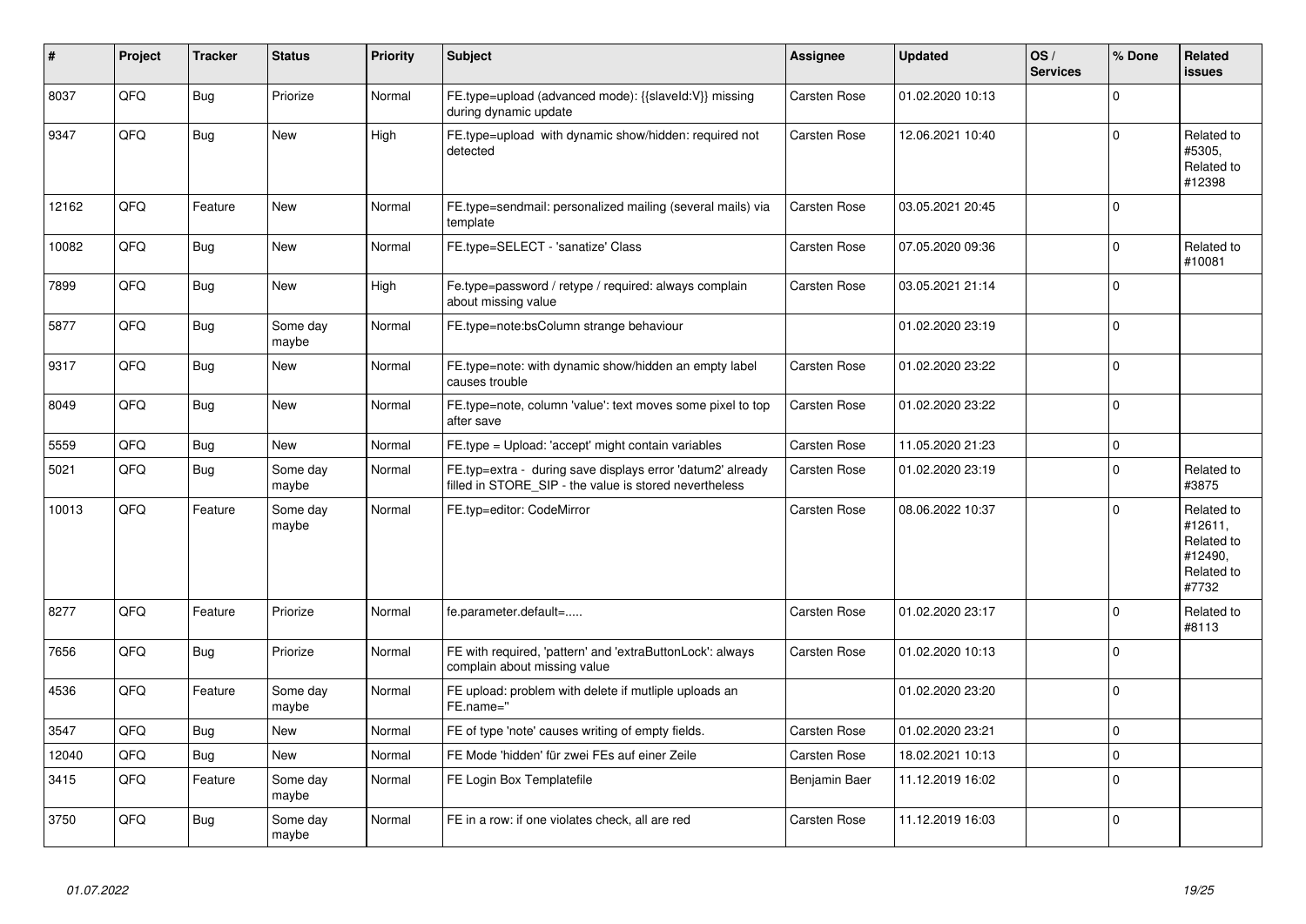| # | Project | Tracker | Status | Priority | Subject | Assignee | Updated | OS / Services | % Done | Related issues |
|---|---|---|---|---|---|---|---|---|---|---|
| 8037 | QFQ | Bug | Priorize | Normal | FE.type=upload (advanced mode): {{slaveId:V}} missing during dynamic update | Carsten Rose | 01.02.2020 10:13 | | 0 | |
| 9347 | QFQ | Bug | New | High | FE.type=upload with dynamic show/hidden: required not detected | Carsten Rose | 12.06.2021 10:40 | | 0 | Related to #5305, Related to #12398 |
| 12162 | QFQ | Feature | New | Normal | FE.type=sendmail: personalized mailing (several mails) via template | Carsten Rose | 03.05.2021 20:45 | | 0 | |
| 10082 | QFQ | Bug | New | Normal | FE.type=SELECT - 'sanatize' Class | Carsten Rose | 07.05.2020 09:36 | | 0 | Related to #10081 |
| 7899 | QFQ | Bug | New | High | Fe.type=password / retype / required: always complain about missing value | Carsten Rose | 03.05.2021 21:14 | | 0 | |
| 5877 | QFQ | Bug | Some day maybe | Normal | FE.type=note:bsColumn strange behaviour | | 01.02.2020 23:19 | | 0 | |
| 9317 | QFQ | Bug | New | Normal | FE.type=note: with dynamic show/hidden an empty label causes trouble | Carsten Rose | 01.02.2020 23:22 | | 0 | |
| 8049 | QFQ | Bug | New | Normal | FE.type=note, column 'value': text moves some pixel to top after save | Carsten Rose | 01.02.2020 23:22 | | 0 | |
| 5559 | QFQ | Bug | New | Normal | FE.type = Upload: 'accept' might contain variables | Carsten Rose | 11.05.2020 21:23 | | 0 | |
| 5021 | QFQ | Bug | Some day maybe | Normal | FE.typ=extra - during save displays error 'datum2' already filled in STORE_SIP - the value is stored nevertheless | Carsten Rose | 01.02.2020 23:19 | | 0 | Related to #3875 |
| 10013 | QFQ | Feature | Some day maybe | Normal | FE.typ=editor: CodeMirror | Carsten Rose | 08.06.2022 10:37 | | 0 | Related to #12611, Related to #12490, Related to #7732 |
| 8277 | QFQ | Feature | Priorize | Normal | fe.parameter.default=..... | Carsten Rose | 01.02.2020 23:17 | | 0 | Related to #8113 |
| 7656 | QFQ | Bug | Priorize | Normal | FE with required, 'pattern' and 'extraButtonLock': always complain about missing value | Carsten Rose | 01.02.2020 10:13 | | 0 | |
| 4536 | QFQ | Feature | Some day maybe | Normal | FE upload: problem with delete if mutliple uploads an FE.name=" | | 01.02.2020 23:20 | | 0 | |
| 3547 | QFQ | Bug | New | Normal | FE of type 'note' causes writing of empty fields. | Carsten Rose | 01.02.2020 23:21 | | 0 | |
| 12040 | QFQ | Bug | New | Normal | FE Mode 'hidden' für zwei FEs auf einer Zeile | Carsten Rose | 18.02.2021 10:13 | | 0 | |
| 3415 | QFQ | Feature | Some day maybe | Normal | FE Login Box Templatefile | Benjamin Baer | 11.12.2019 16:02 | | 0 | |
| 3750 | QFQ | Bug | Some day maybe | Normal | FE in a row: if one violates check, all are red | Carsten Rose | 11.12.2019 16:03 | | 0 | |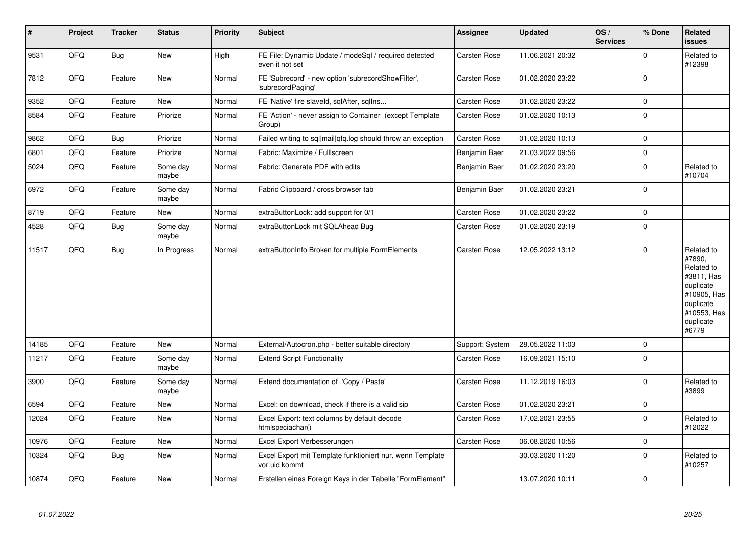| # | Project | Tracker | Status | Priority | Subject | Assignee | Updated | OS / Services | % Done | Related issues |
|---|---|---|---|---|---|---|---|---|---|---|
| 9531 | QFQ | Bug | New | High | FE File: Dynamic Update / modeSql / required detected even it not set | Carsten Rose | 11.06.2021 20:32 | | 0 | Related to #12398 |
| 7812 | QFQ | Feature | New | Normal | FE 'Subrecord' - new option 'subrecordShowFilter', 'subrecordPaging' | Carsten Rose | 01.02.2020 23:22 | | 0 | |
| 9352 | QFQ | Feature | New | Normal | FE 'Native' fire slaveId, sqlAfter, sqlIns... | Carsten Rose | 01.02.2020 23:22 | | 0 | |
| 8584 | QFQ | Feature | Priorize | Normal | FE 'Action' - never assign to Container (except Template Group) | Carsten Rose | 01.02.2020 10:13 | | 0 | |
| 9862 | QFQ | Bug | Priorize | Normal | Failed writing to sql\|mail\|qfq.log should throw an exception | Carsten Rose | 01.02.2020 10:13 | | 0 | |
| 6801 | QFQ | Feature | Priorize | Normal | Fabric: Maximize / Fulllscreen | Benjamin Baer | 21.03.2022 09:56 | | 0 | |
| 5024 | QFQ | Feature | Some day maybe | Normal | Fabric: Generate PDF with edits | Benjamin Baer | 01.02.2020 23:20 | | 0 | Related to #10704 |
| 6972 | QFQ | Feature | Some day maybe | Normal | Fabric Clipboard / cross browser tab | Benjamin Baer | 01.02.2020 23:21 | | 0 | |
| 8719 | QFQ | Feature | New | Normal | extraButtonLock: add support for 0/1 | Carsten Rose | 01.02.2020 23:22 | | 0 | |
| 4528 | QFQ | Bug | Some day maybe | Normal | extraButtonLock mit SQLAhead Bug | Carsten Rose | 01.02.2020 23:19 | | 0 | |
| 11517 | QFQ | Bug | In Progress | Normal | extraButtonInfo Broken for multiple FormElements | Carsten Rose | 12.05.2022 13:12 | | 0 | Related to #7890, Related to #3811, Has duplicate #10905, Has duplicate #10553, Has duplicate #6779 |
| 14185 | QFQ | Feature | New | Normal | External/Autocron.php - better suitable directory | Support: System | 28.05.2022 11:03 | | 0 | |
| 11217 | QFQ | Feature | Some day maybe | Normal | Extend Script Functionality | Carsten Rose | 16.09.2021 15:10 | | 0 | |
| 3900 | QFQ | Feature | Some day maybe | Normal | Extend documentation of 'Copy / Paste' | Carsten Rose | 11.12.2019 16:03 | | 0 | Related to #3899 |
| 6594 | QFQ | Feature | New | Normal | Excel: on download, check if there is a valid sip | Carsten Rose | 01.02.2020 23:21 | | 0 | |
| 12024 | QFQ | Feature | New | Normal | Excel Export: text columns by default decode htmlspeciachar() | Carsten Rose | 17.02.2021 23:55 | | 0 | Related to #12022 |
| 10976 | QFQ | Feature | New | Normal | Excel Export Verbesserungen | Carsten Rose | 06.08.2020 10:56 | | 0 | |
| 10324 | QFQ | Bug | New | Normal | Excel Export mit Template funktioniert nur, wenn Template vor uid kommt | | 30.03.2020 11:20 | | 0 | Related to #10257 |
| 10874 | QFQ | Feature | New | Normal | Erstellen eines Foreign Keys in der Tabelle "FormElement" | | 13.07.2020 10:11 | | 0 | |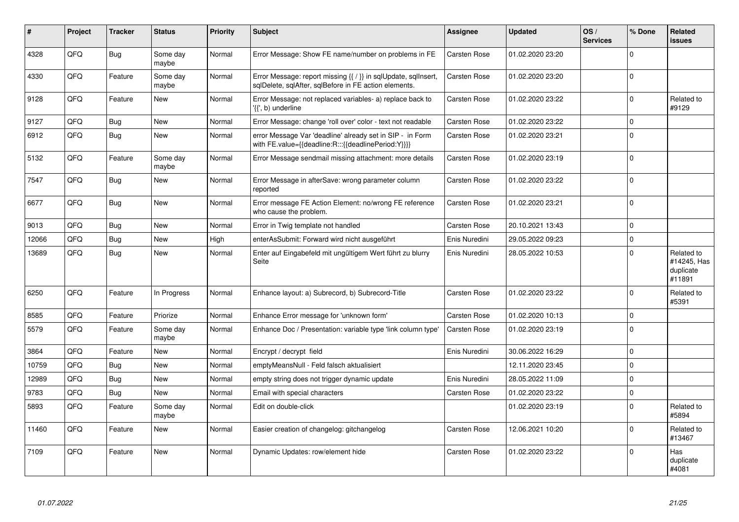| # | Project | Tracker | Status | Priority | Subject | Assignee | Updated | OS / Services | % Done | Related issues |
|---|---|---|---|---|---|---|---|---|---|---|
| 4328 | QFQ | Bug | Some day maybe | Normal | Error Message: Show FE name/number on problems in FE | Carsten Rose | 01.02.2020 23:20 | | 0 | |
| 4330 | QFQ | Feature | Some day maybe | Normal | Error Message: report missing {{ / }} in sqlUpdate, sqlInsert, sqlDelete, sqlAfter, sqlBefore in FE action elements. | Carsten Rose | 01.02.2020 23:20 | | 0 | |
| 9128 | QFQ | Feature | New | Normal | Error Message: not replaced variables- a) replace back to '{{', b) underline | Carsten Rose | 01.02.2020 23:22 | | 0 | Related to #9129 |
| 9127 | QFQ | Bug | New | Normal | Error Message: change 'roll over' color - text not readable | Carsten Rose | 01.02.2020 23:22 | | 0 | |
| 6912 | QFQ | Bug | New | Normal | error Message Var 'deadline' already set in SIP - in Form with FE.value={{deadline:R:::{{deadlinePeriod:Y}}}} | Carsten Rose | 01.02.2020 23:21 | | 0 | |
| 5132 | QFQ | Feature | Some day maybe | Normal | Error Message sendmail missing attachment: more details | Carsten Rose | 01.02.2020 23:19 | | 0 | |
| 7547 | QFQ | Bug | New | Normal | Error Message in afterSave: wrong parameter column reported | Carsten Rose | 01.02.2020 23:22 | | 0 | |
| 6677 | QFQ | Bug | New | Normal | Error message FE Action Element: no/wrong FE reference who cause the problem. | Carsten Rose | 01.02.2020 23:21 | | 0 | |
| 9013 | QFQ | Bug | New | Normal | Error in Twig template not handled | Carsten Rose | 20.10.2021 13:43 | | 0 | |
| 12066 | QFQ | Bug | New | High | enterAsSubmit: Forward wird nicht ausgeführt | Enis Nuredini | 29.05.2022 09:23 | | 0 | |
| 13689 | QFQ | Bug | New | Normal | Enter auf Eingabefeld mit ungültigem Wert führt zu blurry Seite | Enis Nuredini | 28.05.2022 10:53 | | 0 | Related to #14245, Has duplicate #11891 |
| 6250 | QFQ | Feature | In Progress | Normal | Enhance layout: a) Subrecord, b) Subrecord-Title | Carsten Rose | 01.02.2020 23:22 | | 0 | Related to #5391 |
| 8585 | QFQ | Feature | Priorize | Normal | Enhance Error message for 'unknown form' | Carsten Rose | 01.02.2020 10:13 | | 0 | |
| 5579 | QFQ | Feature | Some day maybe | Normal | Enhance Doc / Presentation: variable type 'link column type' | Carsten Rose | 01.02.2020 23:19 | | 0 | |
| 3864 | QFQ | Feature | New | Normal | Encrypt / decrypt field | Enis Nuredini | 30.06.2022 16:29 | | 0 | |
| 10759 | QFQ | Bug | New | Normal | emptyMeansNull - Feld falsch aktualisiert | | 12.11.2020 23:45 | | 0 | |
| 12989 | QFQ | Bug | New | Normal | empty string does not trigger dynamic update | Enis Nuredini | 28.05.2022 11:09 | | 0 | |
| 9783 | QFQ | Bug | New | Normal | Email with special characters | Carsten Rose | 01.02.2020 23:22 | | 0 | |
| 5893 | QFQ | Feature | Some day maybe | Normal | Edit on double-click | | 01.02.2020 23:19 | | 0 | Related to #5894 |
| 11460 | QFQ | Feature | New | Normal | Easier creation of changelog: gitchangelog | Carsten Rose | 12.06.2021 10:20 | | 0 | Related to #13467 |
| 7109 | QFQ | Feature | New | Normal | Dynamic Updates: row/element hide | Carsten Rose | 01.02.2020 23:22 | | 0 | Has duplicate #4081 |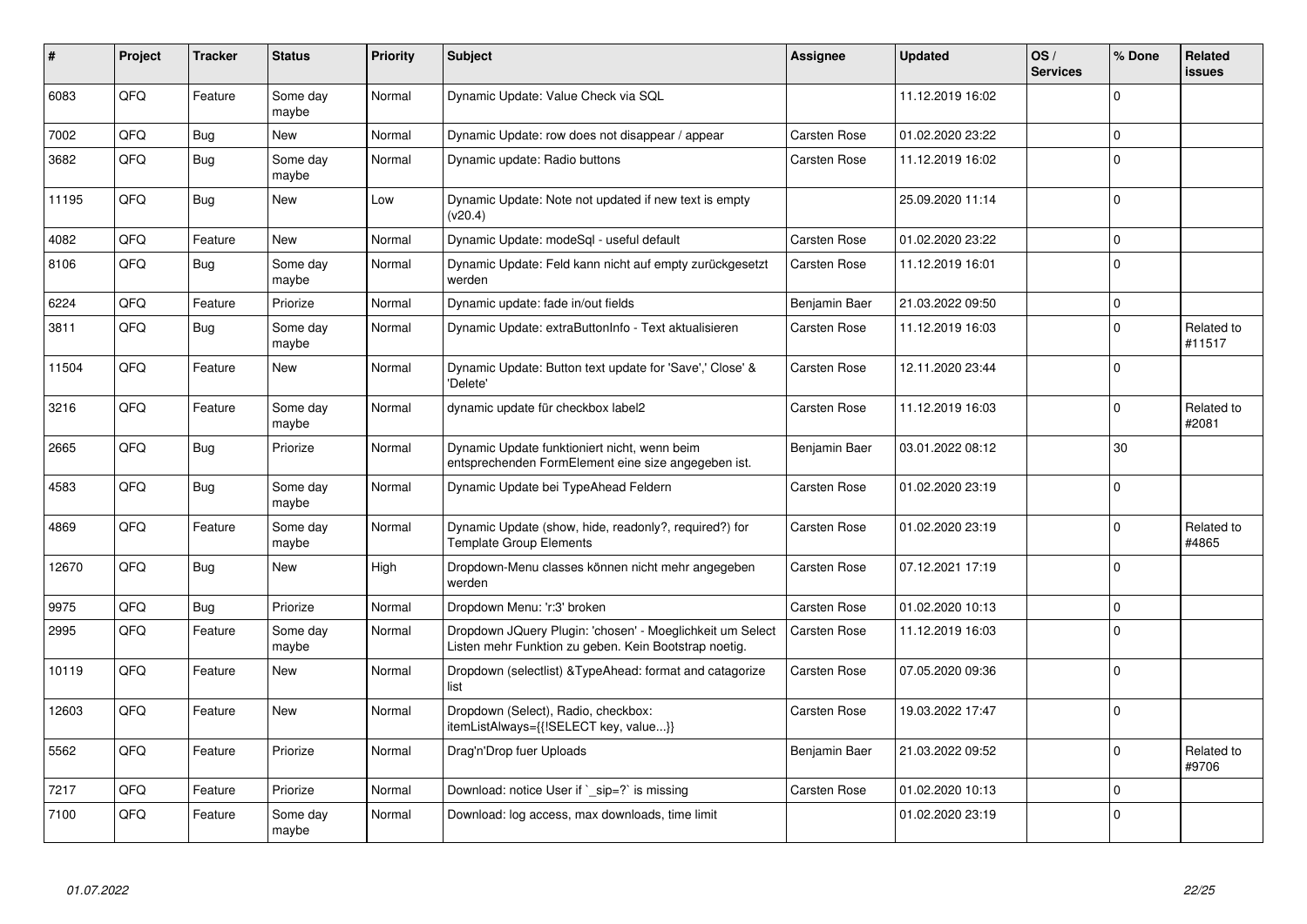| # | Project | Tracker | Status | Priority | Subject | Assignee | Updated | OS / Services | % Done | Related issues |
|---|---|---|---|---|---|---|---|---|---|---|
| 6083 | QFQ | Feature | Some day maybe | Normal | Dynamic Update: Value Check via SQL | | 11.12.2019 16:02 | | 0 | |
| 7002 | QFQ | Bug | New | Normal | Dynamic Update: row does not disappear / appear | Carsten Rose | 01.02.2020 23:22 | | 0 | |
| 3682 | QFQ | Bug | Some day maybe | Normal | Dynamic update: Radio buttons | Carsten Rose | 11.12.2019 16:02 | | 0 | |
| 11195 | QFQ | Bug | New | Low | Dynamic Update: Note not updated if new text is empty (v20.4) | | 25.09.2020 11:14 | | 0 | |
| 4082 | QFQ | Feature | New | Normal | Dynamic Update: modeSql - useful default | Carsten Rose | 01.02.2020 23:22 | | 0 | |
| 8106 | QFQ | Bug | Some day maybe | Normal | Dynamic Update: Feld kann nicht auf empty zurückgesetzt werden | Carsten Rose | 11.12.2019 16:01 | | 0 | |
| 6224 | QFQ | Feature | Priorize | Normal | Dynamic update: fade in/out fields | Benjamin Baer | 21.03.2022 09:50 | | 0 | |
| 3811 | QFQ | Bug | Some day maybe | Normal | Dynamic Update: extraButtonInfo - Text aktualisieren | Carsten Rose | 11.12.2019 16:03 | | 0 | Related to #11517 |
| 11504 | QFQ | Feature | New | Normal | Dynamic Update: Button text update for 'Save',' Close' & 'Delete' | Carsten Rose | 12.11.2020 23:44 | | 0 | |
| 3216 | QFQ | Feature | Some day maybe | Normal | dynamic update für checkbox label2 | Carsten Rose | 11.12.2019 16:03 | | 0 | Related to #2081 |
| 2665 | QFQ | Bug | Priorize | Normal | Dynamic Update funktioniert nicht, wenn beim entsprechenden FormElement eine size angegeben ist. | Benjamin Baer | 03.01.2022 08:12 | | 30 | |
| 4583 | QFQ | Bug | Some day maybe | Normal | Dynamic Update bei TypeAhead Feldern | Carsten Rose | 01.02.2020 23:19 | | 0 | |
| 4869 | QFQ | Feature | Some day maybe | Normal | Dynamic Update (show, hide, readonly?, required?) for Template Group Elements | Carsten Rose | 01.02.2020 23:19 | | 0 | Related to #4865 |
| 12670 | QFQ | Bug | New | High | Dropdown-Menu classes können nicht mehr angegeben werden | Carsten Rose | 07.12.2021 17:19 | | 0 | |
| 9975 | QFQ | Bug | Priorize | Normal | Dropdown Menu: 'r:3' broken | Carsten Rose | 01.02.2020 10:13 | | 0 | |
| 2995 | QFQ | Feature | Some day maybe | Normal | Dropdown JQuery Plugin: 'chosen' - Moeglichkeit um Select Listen mehr Funktion zu geben. Kein Bootstrap noetig. | Carsten Rose | 11.12.2019 16:03 | | 0 | |
| 10119 | QFQ | Feature | New | Normal | Dropdown (selectlist) &TypeAhead: format and catagorize list | Carsten Rose | 07.05.2020 09:36 | | 0 | |
| 12603 | QFQ | Feature | New | Normal | Dropdown (Select), Radio, checkbox: itemListAlways={{!SELECT key, value...}} | Carsten Rose | 19.03.2022 17:47 | | 0 | |
| 5562 | QFQ | Feature | Priorize | Normal | Drag'n'Drop fuer Uploads | Benjamin Baer | 21.03.2022 09:52 | | 0 | Related to #9706 |
| 7217 | QFQ | Feature | Priorize | Normal | Download: notice User if `_sip=?` is missing | Carsten Rose | 01.02.2020 10:13 | | 0 | |
| 7100 | QFQ | Feature | Some day maybe | Normal | Download: log access, max downloads, time limit | | 01.02.2020 23:19 | | 0 | |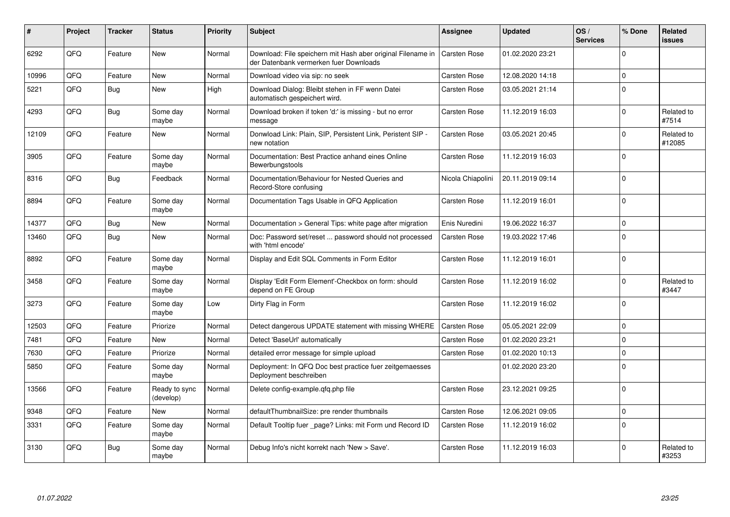| # | Project | Tracker | Status | Priority | Subject | Assignee | Updated | OS / Services | % Done | Related issues |
|---|---|---|---|---|---|---|---|---|---|---|
| 6292 | QFQ | Feature | New | Normal | Download: File speichern mit Hash aber original Filename in der Datenbank vermerken fuer Downloads | Carsten Rose | 01.02.2020 23:21 | | 0 | |
| 10996 | QFQ | Feature | New | Normal | Download video via sip: no seek | Carsten Rose | 12.08.2020 14:18 | | 0 | |
| 5221 | QFQ | Bug | New | High | Download Dialog: Bleibt stehen in FF wenn Datei automatisch gespeichert wird. | Carsten Rose | 03.05.2021 21:14 | | 0 | |
| 4293 | QFQ | Bug | Some day maybe | Normal | Download broken if token 'd:' is missing - but no error message | Carsten Rose | 11.12.2019 16:03 | | 0 | Related to #7514 |
| 12109 | QFQ | Feature | New | Normal | Donwload Link: Plain, SIP, Persistent Link, Peristent SIP - new notation | Carsten Rose | 03.05.2021 20:45 | | 0 | Related to #12085 |
| 3905 | QFQ | Feature | Some day maybe | Normal | Documentation: Best Practice anhand eines Online Bewerbungstools | Carsten Rose | 11.12.2019 16:03 | | 0 | |
| 8316 | QFQ | Bug | Feedback | Normal | Documentation/Behaviour for Nested Queries and Record-Store confusing | Nicola Chiapolini | 20.11.2019 09:14 | | 0 | |
| 8894 | QFQ | Feature | Some day maybe | Normal | Documentation Tags Usable in QFQ Application | Carsten Rose | 11.12.2019 16:01 | | 0 | |
| 14377 | QFQ | Bug | New | Normal | Documentation > General Tips: white page after migration | Enis Nuredini | 19.06.2022 16:37 | | 0 | |
| 13460 | QFQ | Bug | New | Normal | Doc: Password set/reset ... password should not processed with 'html encode' | Carsten Rose | 19.03.2022 17:46 | | 0 | |
| 8892 | QFQ | Feature | Some day maybe | Normal | Display and Edit SQL Comments in Form Editor | Carsten Rose | 11.12.2019 16:01 | | 0 | |
| 3458 | QFQ | Feature | Some day maybe | Normal | Display 'Edit Form Element'-Checkbox on form: should depend on FE Group | Carsten Rose | 11.12.2019 16:02 | | 0 | Related to #3447 |
| 3273 | QFQ | Feature | Some day maybe | Low | Dirty Flag in Form | Carsten Rose | 11.12.2019 16:02 | | 0 | |
| 12503 | QFQ | Feature | Priorize | Normal | Detect dangerous UPDATE statement with missing WHERE | Carsten Rose | 05.05.2021 22:09 | | 0 | |
| 7481 | QFQ | Feature | New | Normal | Detect 'BaseUrl' automatically | Carsten Rose | 01.02.2020 23:21 | | 0 | |
| 7630 | QFQ | Feature | Priorize | Normal | detailed error message for simple upload | Carsten Rose | 01.02.2020 10:13 | | 0 | |
| 5850 | QFQ | Feature | Some day maybe | Normal | Deployment: In QFQ Doc best practice fuer zeitgemaesses Deployment beschreiben | | 01.02.2020 23:20 | | 0 | |
| 13566 | QFQ | Feature | Ready to sync (develop) | Normal | Delete config-example.qfq.php file | Carsten Rose | 23.12.2021 09:25 | | 0 | |
| 9348 | QFQ | Feature | New | Normal | defaultThumbnailSize: pre render thumbnails | Carsten Rose | 12.06.2021 09:05 | | 0 | |
| 3331 | QFQ | Feature | Some day maybe | Normal | Default Tooltip fuer _page? Links: mit Form und Record ID | Carsten Rose | 11.12.2019 16:02 | | 0 | |
| 3130 | QFQ | Bug | Some day maybe | Normal | Debug Info's nicht korrekt nach 'New > Save'. | Carsten Rose | 11.12.2019 16:03 | | 0 | Related to #3253 |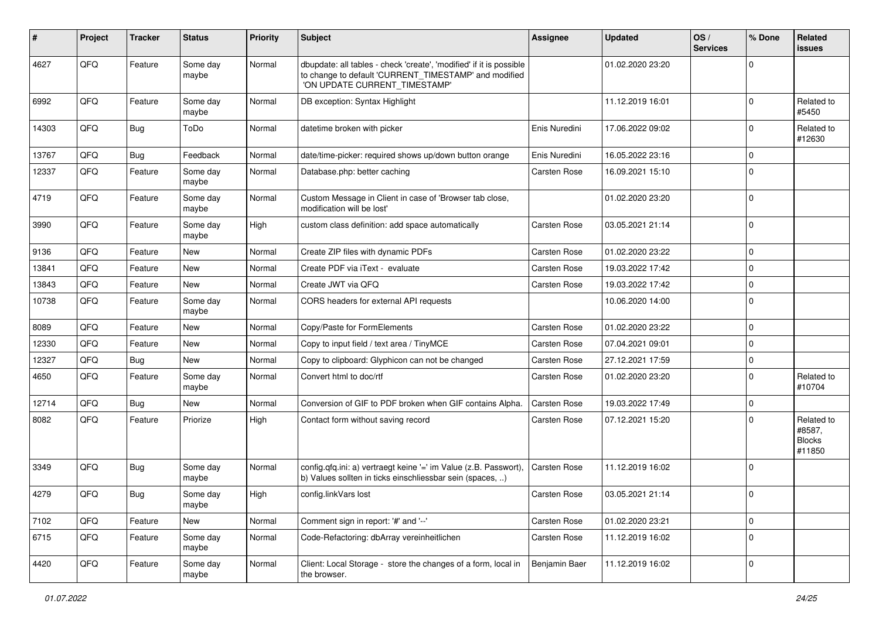| # | Project | Tracker | Status | Priority | Subject | Assignee | Updated | OS / Services | % Done | Related issues |
|---|---|---|---|---|---|---|---|---|---|---|
| 4627 | QFQ | Feature | Some day maybe | Normal | dbupdate: all tables - check 'create', 'modified' if it is possible to change to default 'CURRENT_TIMESTAMP' and modified 'ON UPDATE CURRENT_TIMESTAMP' | | 01.02.2020 23:20 | | 0 | |
| 6992 | QFQ | Feature | Some day maybe | Normal | DB exception: Syntax Highlight | | 11.12.2019 16:01 | | 0 | Related to #5450 |
| 14303 | QFQ | Bug | ToDo | Normal | datetime broken with picker | Enis Nuredini | 17.06.2022 09:02 | | 0 | Related to #12630 |
| 13767 | QFQ | Bug | Feedback | Normal | date/time-picker: required shows up/down button orange | Enis Nuredini | 16.05.2022 23:16 | | 0 | |
| 12337 | QFQ | Feature | Some day maybe | Normal | Database.php: better caching | Carsten Rose | 16.09.2021 15:10 | | 0 | |
| 4719 | QFQ | Feature | Some day maybe | Normal | Custom Message in Client in case of 'Browser tab close, modification will be lost' | | 01.02.2020 23:20 | | 0 | |
| 3990 | QFQ | Feature | Some day maybe | High | custom class definition: add space automatically | Carsten Rose | 03.05.2021 21:14 | | 0 | |
| 9136 | QFQ | Feature | New | Normal | Create ZIP files with dynamic PDFs | Carsten Rose | 01.02.2020 23:22 | | 0 | |
| 13841 | QFQ | Feature | New | Normal | Create PDF via iText - evaluate | Carsten Rose | 19.03.2022 17:42 | | 0 | |
| 13843 | QFQ | Feature | New | Normal | Create JWT via QFQ | Carsten Rose | 19.03.2022 17:42 | | 0 | |
| 10738 | QFQ | Feature | Some day maybe | Normal | CORS headers for external API requests | | 10.06.2020 14:00 | | 0 | |
| 8089 | QFQ | Feature | New | Normal | Copy/Paste for FormElements | Carsten Rose | 01.02.2020 23:22 | | 0 | |
| 12330 | QFQ | Feature | New | Normal | Copy to input field / text area / TinyMCE | Carsten Rose | 07.04.2021 09:01 | | 0 | |
| 12327 | QFQ | Bug | New | Normal | Copy to clipboard: Glyphicon can not be changed | Carsten Rose | 27.12.2021 17:59 | | 0 | |
| 4650 | QFQ | Feature | Some day maybe | Normal | Convert html to doc/rtf | Carsten Rose | 01.02.2020 23:20 | | 0 | Related to #10704 |
| 12714 | QFQ | Bug | New | Normal | Conversion of GIF to PDF broken when GIF contains Alpha. | Carsten Rose | 19.03.2022 17:49 | | 0 | |
| 8082 | QFQ | Feature | Priorize | High | Contact form without saving record | Carsten Rose | 07.12.2021 15:20 | | 0 | Related to #8587, Blocks #11850 |
| 3349 | QFQ | Bug | Some day maybe | Normal | config.qfq.ini: a) vertraegt keine '=' im Value (z.B. Passwort), b) Values sollten in ticks einschliessbar sein (spaces, ..) | Carsten Rose | 11.12.2019 16:02 | | 0 | |
| 4279 | QFQ | Bug | Some day maybe | High | config.linkVars lost | Carsten Rose | 03.05.2021 21:14 | | 0 | |
| 7102 | QFQ | Feature | New | Normal | Comment sign in report: '#' and '--' | Carsten Rose | 01.02.2020 23:21 | | 0 | |
| 6715 | QFQ | Feature | Some day maybe | Normal | Code-Refactoring: dbArray vereinheitlichen | Carsten Rose | 11.12.2019 16:02 | | 0 | |
| 4420 | QFQ | Feature | Some day maybe | Normal | Client: Local Storage - store the changes of a form, local in the browser. | Benjamin Baer | 11.12.2019 16:02 | | 0 | |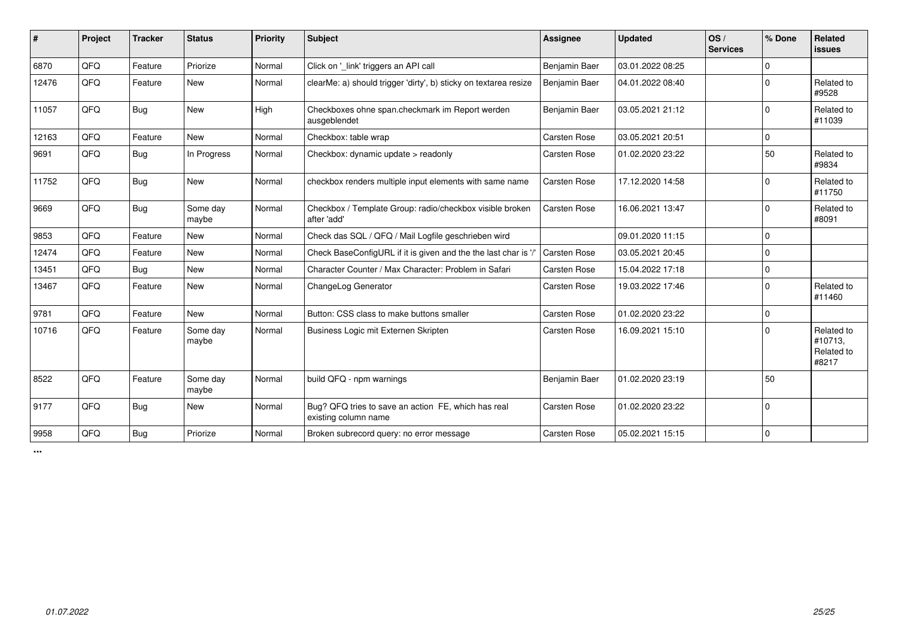| # | Project | Tracker | Status | Priority | Subject | Assignee | Updated | OS / Services | % Done | Related issues |
|---|---|---|---|---|---|---|---|---|---|---|
| 6870 | QFQ | Feature | Priorize | Normal | Click on '_link' triggers an API call | Benjamin Baer | 03.01.2022 08:25 | | 0 | |
| 12476 | QFQ | Feature | New | Normal | clearMe: a) should trigger 'dirty', b) sticky on textarea resize | Benjamin Baer | 04.01.2022 08:40 | | 0 | Related to #9528 |
| 11057 | QFQ | Bug | New | High | Checkboxes ohne span.checkmark im Report werden ausgeblendet | Benjamin Baer | 03.05.2021 21:12 | | 0 | Related to #11039 |
| 12163 | QFQ | Feature | New | Normal | Checkbox: table wrap | Carsten Rose | 03.05.2021 20:51 | | 0 | |
| 9691 | QFQ | Bug | In Progress | Normal | Checkbox: dynamic update > readonly | Carsten Rose | 01.02.2020 23:22 | | 50 | Related to #9834 |
| 11752 | QFQ | Bug | New | Normal | checkbox renders multiple input elements with same name | Carsten Rose | 17.12.2020 14:58 | | 0 | Related to #11750 |
| 9669 | QFQ | Bug | Some day maybe | Normal | Checkbox / Template Group: radio/checkbox visible broken after 'add' | Carsten Rose | 16.06.2021 13:47 | | 0 | Related to #8091 |
| 9853 | QFQ | Feature | New | Normal | Check das SQL / QFQ / Mail Logfile geschrieben wird | | 09.01.2020 11:15 | | 0 | |
| 12474 | QFQ | Feature | New | Normal | Check BaseConfigURL if it is given and the the last char is '/' | Carsten Rose | 03.05.2021 20:45 | | 0 | |
| 13451 | QFQ | Bug | New | Normal | Character Counter / Max Character: Problem in Safari | Carsten Rose | 15.04.2022 17:18 | | 0 | |
| 13467 | QFQ | Feature | New | Normal | ChangeLog Generator | Carsten Rose | 19.03.2022 17:46 | | 0 | Related to #11460 |
| 9781 | QFQ | Feature | New | Normal | Button: CSS class to make buttons smaller | Carsten Rose | 01.02.2020 23:22 | | 0 | |
| 10716 | QFQ | Feature | Some day maybe | Normal | Business Logic mit Externen Skripten | Carsten Rose | 16.09.2021 15:10 | | 0 | Related to #10713, Related to #8217 |
| 8522 | QFQ | Feature | Some day maybe | Normal | build QFQ - npm warnings | Benjamin Baer | 01.02.2020 23:19 | | 50 | |
| 9177 | QFQ | Bug | New | Normal | Bug? QFQ tries to save an action FE, which has real existing column name | Carsten Rose | 01.02.2020 23:22 | | 0 | |
| 9958 | QFQ | Bug | Priorize | Normal | Broken subrecord query: no error message | Carsten Rose | 05.02.2021 15:15 | | 0 | |

...